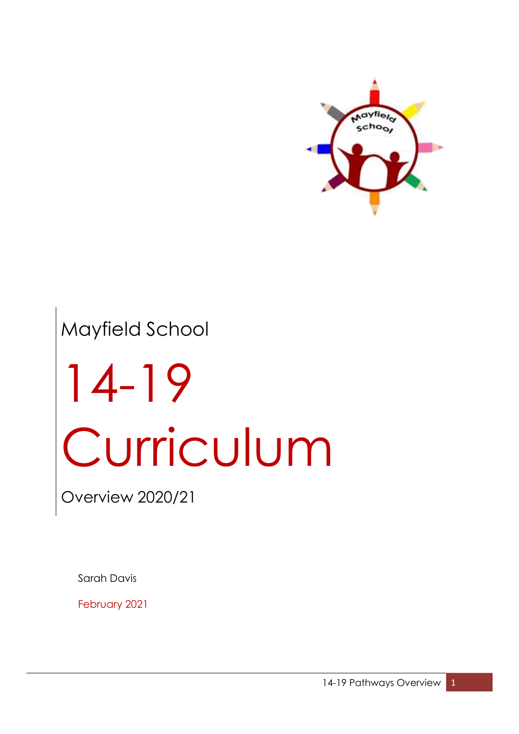Mayfield School

# 14-19 Curriculum

Overview 2020/21

Sarah Davis

February 2021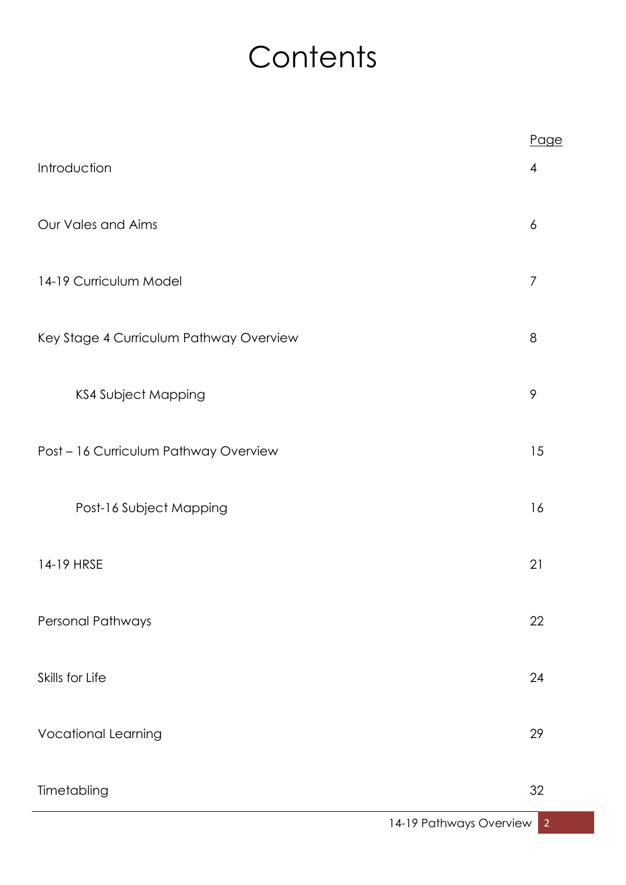# Contents

| | Page |
|---|---|
| Introduction | 4 |
| Our Vales and Aims | 6 |
| 14-19 Curriculum Model | 7 |
| Key Stage 4 Curriculum Pathway Overview | 8 |
|     KS4 Subject Mapping | 9 |
| Post – 16 Curriculum Pathway Overview | 15 |
|     Post-16 Subject Mapping | 16 |
| 14-19 HRSE | 21 |
| Personal Pathways | 22 |
| Skills for Life | 24 |
| Vocational Learning | 29 |
| Timetabling | 32 |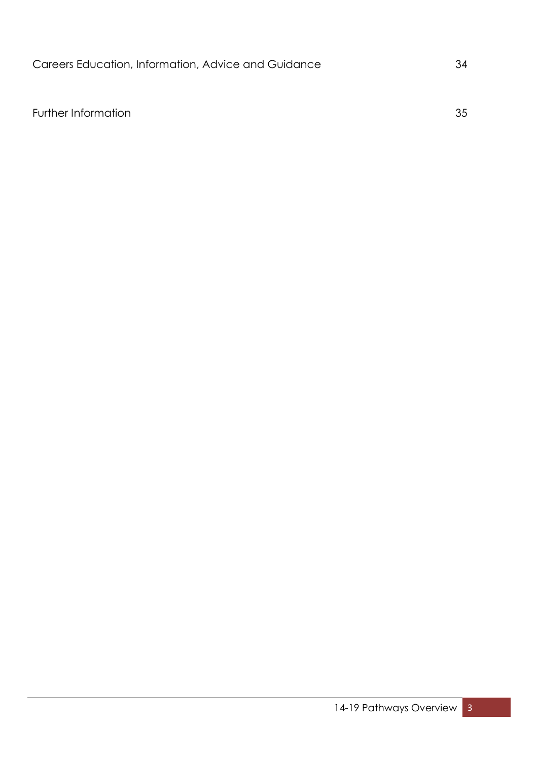| | |
|---|---|
| Careers Education, Information, Advice and Guidance | 34 |
| Further Information | 35 |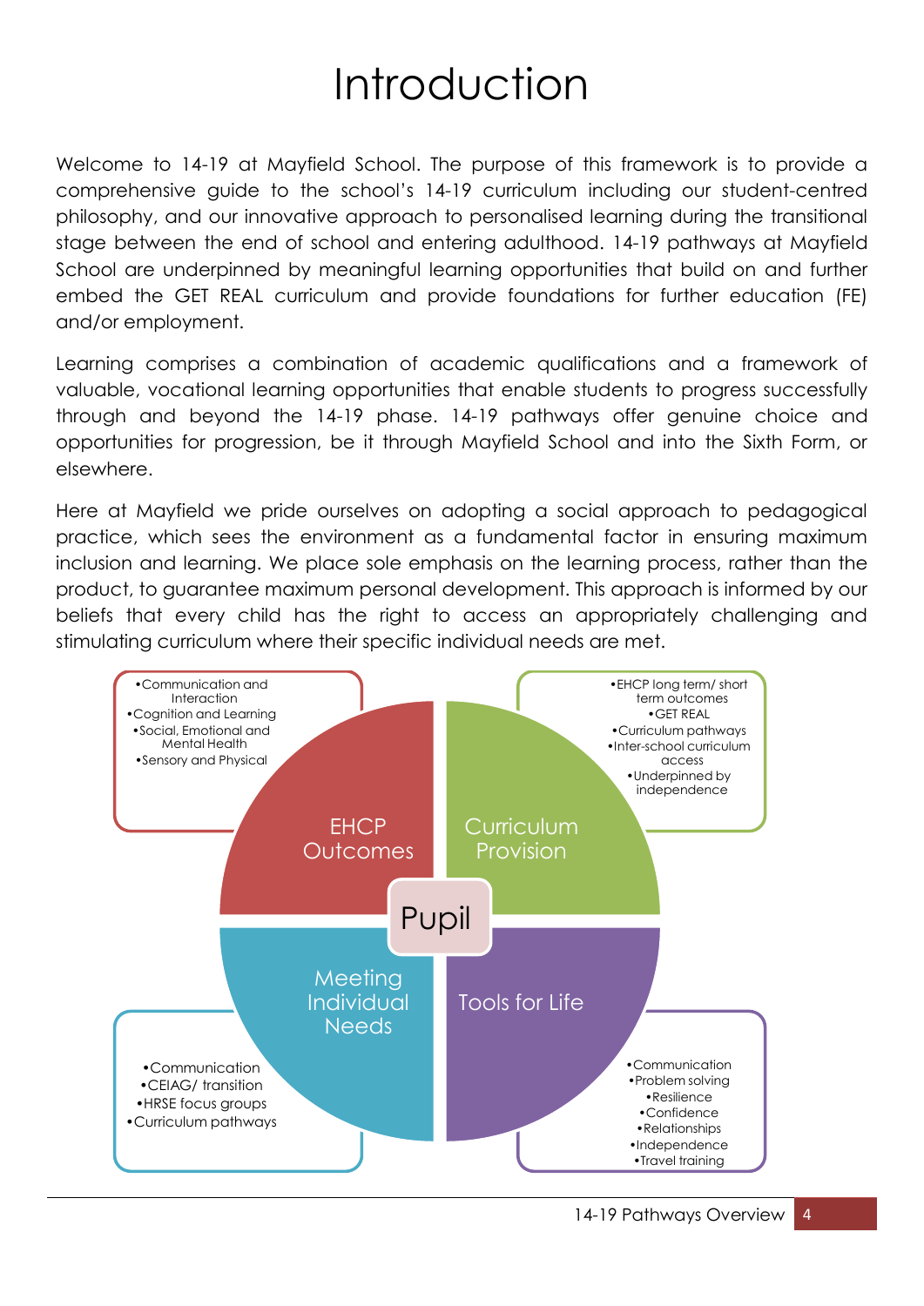# Introduction

Welcome to 14-19 at Mayfield School. The purpose of this framework is to provide a comprehensive guide to the school's 14-19 curriculum including our student-centred philosophy, and our innovative approach to personalised learning during the transitional stage between the end of school and entering adulthood. 14-19 pathways at Mayfield School are underpinned by meaningful learning opportunities that build on and further embed the GET REAL curriculum and provide foundations for further education (FE) and/or employment.

Learning comprises a combination of academic qualifications and a framework of valuable, vocational learning opportunities that enable students to progress successfully through and beyond the 14-19 phase. 14-19 pathways offer genuine choice and opportunities for progression, be it through Mayfield School and into the Sixth Form, or elsewhere.

Here at Mayfield we pride ourselves on adopting a social approach to pedagogical practice, which sees the environment as a fundamental factor in ensuring maximum inclusion and learning. We place sole emphasis on the learning process, rather than the product, to guarantee maximum personal development. This approach is informed by our beliefs that every child has the right to access an appropriately challenging and stimulating curriculum where their specific individual needs are met.

**Pupil**

**EHCP Outcomes**
- Communication and Interaction
- Cognition and Learning
- Social, Emotional and Mental Health
- Sensory and Physical

**Curriculum Provision**
- EHCP long term/ short term outcomes
- GET REAL
- Curriculum pathways
- Inter-school curriculum access
- Underpinned by independence

**Meeting Individual Needs**
- Communication
- CEIAG/ transition
- HRSE focus groups
- Curriculum pathways

**Tools for Life**
- Communication
- Problem solving
- Resilience
- Confidence
- Relationships
- Independence
- Travel training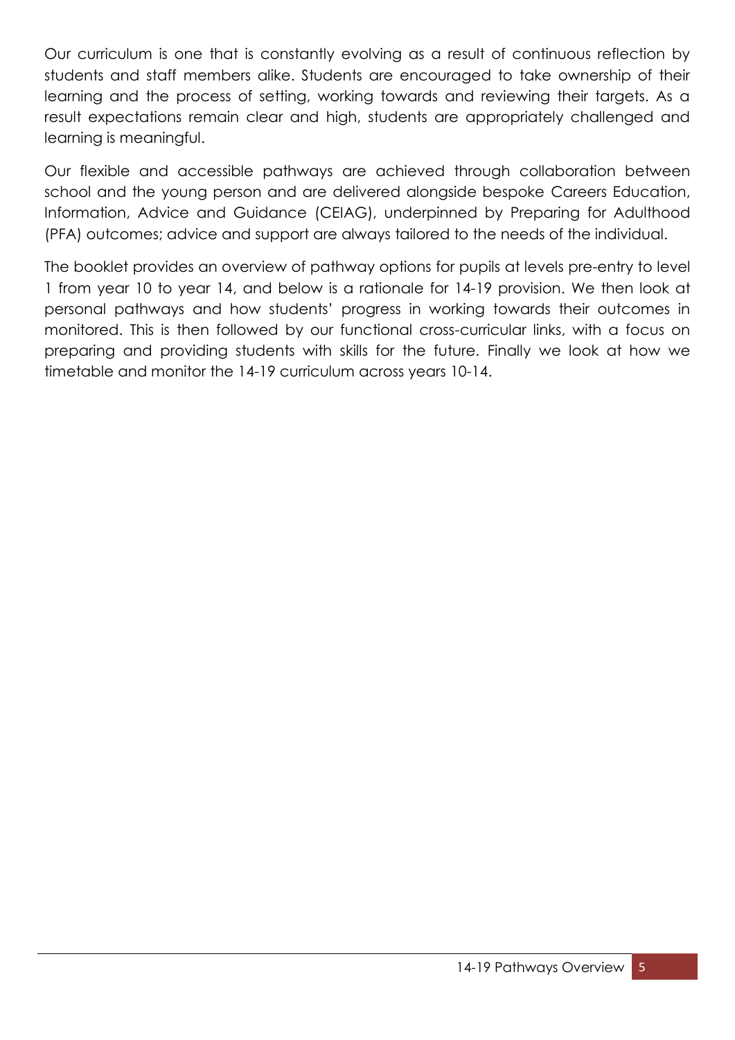Our curriculum is one that is constantly evolving as a result of continuous reflection by students and staff members alike. Students are encouraged to take ownership of their learning and the process of setting, working towards and reviewing their targets. As a result expectations remain clear and high, students are appropriately challenged and learning is meaningful.

Our flexible and accessible pathways are achieved through collaboration between school and the young person and are delivered alongside bespoke Careers Education, Information, Advice and Guidance (CEIAG), underpinned by Preparing for Adulthood (PFA) outcomes; advice and support are always tailored to the needs of the individual.

The booklet provides an overview of pathway options for pupils at levels pre-entry to level 1 from year 10 to year 14, and below is a rationale for 14-19 provision. We then look at personal pathways and how students' progress in working towards their outcomes in monitored. This is then followed by our functional cross-curricular links, with a focus on preparing and providing students with skills for the future. Finally we look at how we timetable and monitor the 14-19 curriculum across years 10-14.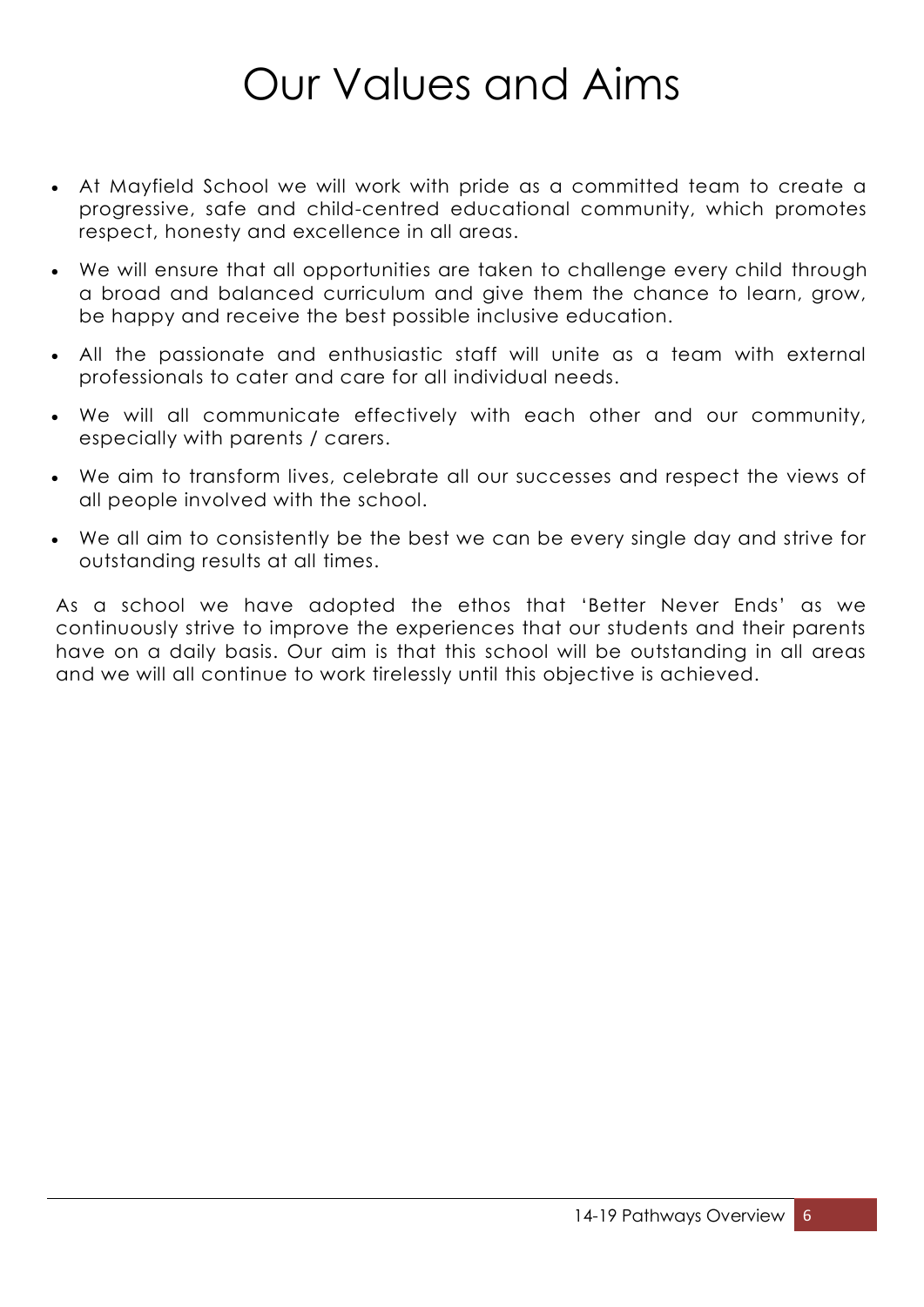# Our Values and Aims

- At Mayfield School we will work with pride as a committed team to create a progressive, safe and child-centred educational community, which promotes respect, honesty and excellence in all areas.
- We will ensure that all opportunities are taken to challenge every child through a broad and balanced curriculum and give them the chance to learn, grow, be happy and receive the best possible inclusive education.
- All the passionate and enthusiastic staff will unite as a team with external professionals to cater and care for all individual needs.
- We will all communicate effectively with each other and our community, especially with parents / carers.
- We aim to transform lives, celebrate all our successes and respect the views of all people involved with the school.
- We all aim to consistently be the best we can be every single day and strive for outstanding results at all times.

As a school we have adopted the ethos that 'Better Never Ends' as we continuously strive to improve the experiences that our students and their parents have on a daily basis. Our aim is that this school will be outstanding in all areas and we will all continue to work tirelessly until this objective is achieved.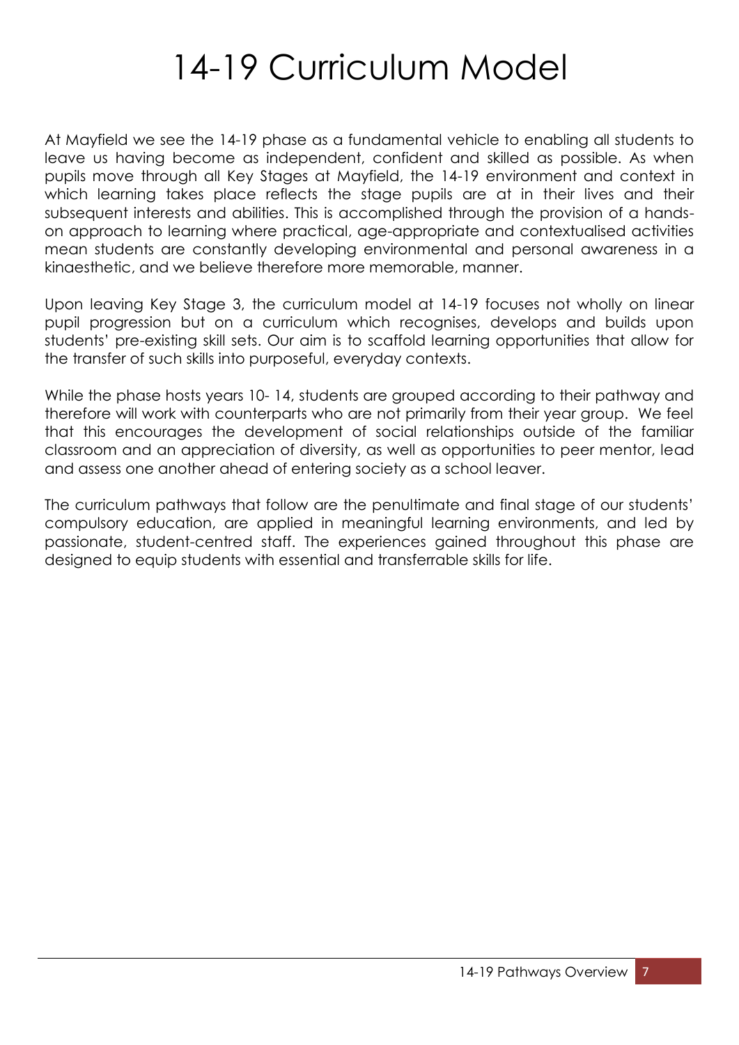# 14-19 Curriculum Model

At Mayfield we see the 14-19 phase as a fundamental vehicle to enabling all students to leave us having become as independent, confident and skilled as possible. As when pupils move through all Key Stages at Mayfield, the 14-19 environment and context in which learning takes place reflects the stage pupils are at in their lives and their subsequent interests and abilities. This is accomplished through the provision of a hands-on approach to learning where practical, age-appropriate and contextualised activities mean students are constantly developing environmental and personal awareness in a kinaesthetic, and we believe therefore more memorable, manner.

Upon leaving Key Stage 3, the curriculum model at 14-19 focuses not wholly on linear pupil progression but on a curriculum which recognises, develops and builds upon students' pre-existing skill sets. Our aim is to scaffold learning opportunities that allow for the transfer of such skills into purposeful, everyday contexts.

While the phase hosts years 10- 14, students are grouped according to their pathway and therefore will work with counterparts who are not primarily from their year group. We feel that this encourages the development of social relationships outside of the familiar classroom and an appreciation of diversity, as well as opportunities to peer mentor, lead and assess one another ahead of entering society as a school leaver.

The curriculum pathways that follow are the penultimate and final stage of our students' compulsory education, are applied in meaningful learning environments, and led by passionate, student-centred staff. The experiences gained throughout this phase are designed to equip students with essential and transferrable skills for life.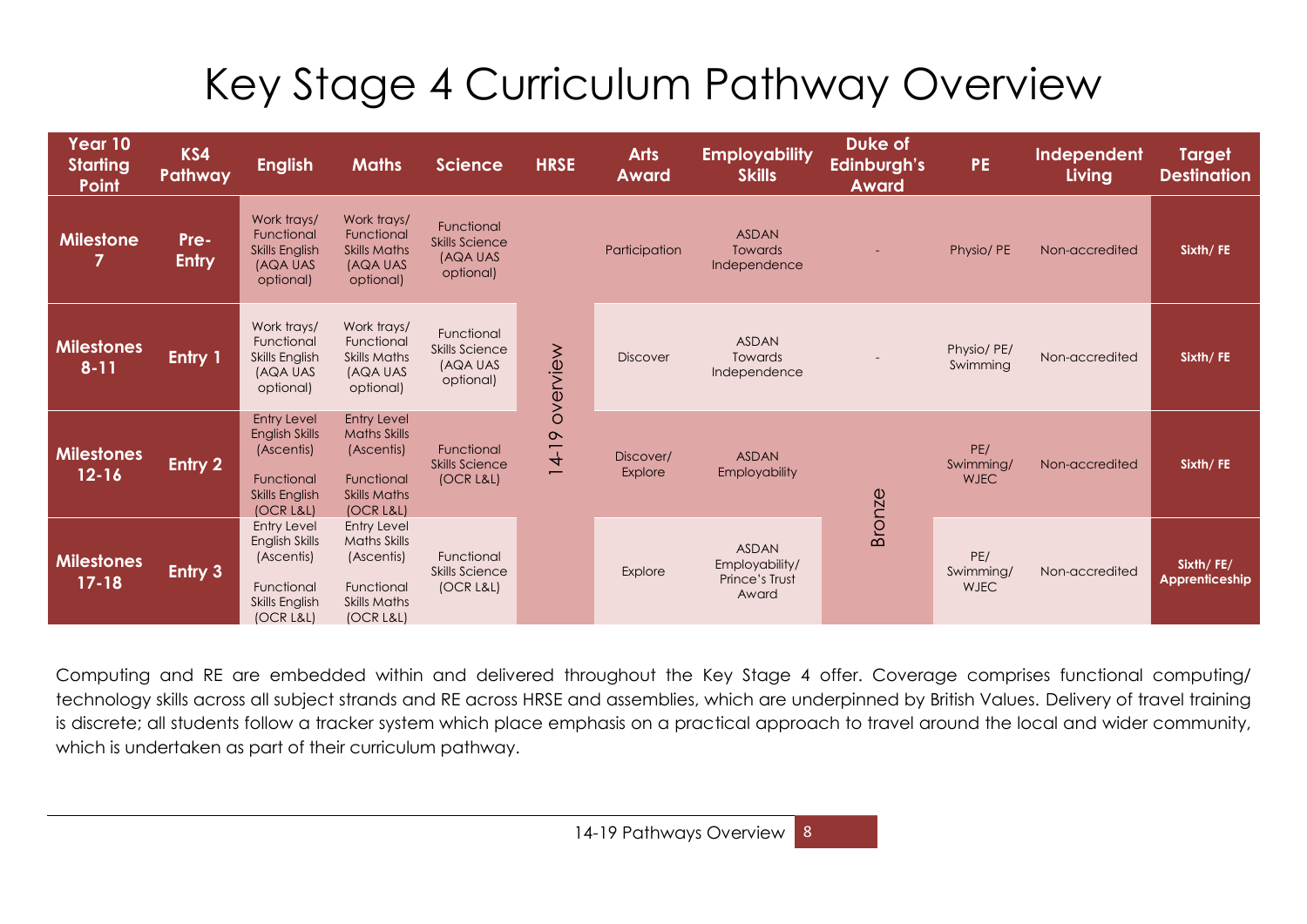# Key Stage 4 Curriculum Pathway Overview

| Year 10 Starting Point | KS4 Pathway | English | Maths | Science | HRSE | Arts Award | Employability Skills | Duke of Edinburgh's Award | PE | Independent Living | Target Destination |
|---|---|---|---|---|---|---|---|---|---|---|---|
| Milestone 7 | Pre-Entry | Work trays/ Functional Skills English (AQA UAS optional) | Work trays/ Functional Skills Maths (AQA UAS optional) | Functional Skills Science (AQA UAS optional) | 14-19 overview | Participation | ASDAN Towards Independence | - | Physio/ PE | Non-accredited | Sixth/ FE |
| Milestones 8-11 | Entry 1 | Work trays/ Functional Skills English (AQA UAS optional) | Work trays/ Functional Skills Maths (AQA UAS optional) | Functional Skills Science (AQA UAS optional) | 14-19 overview | Discover | ASDAN Towards Independence | - | Physio/ PE/ Swimming | Non-accredited | Sixth/ FE |
| Milestones 12-16 | Entry 2 | Entry Level English Skills (Ascentis) Functional Skills English (OCR L&L) | Entry Level Maths Skills (Ascentis) Functional Skills Maths (OCR L&L) | Functional Skills Science (OCR L&L) | 14-19 overview | Discover/ Explore | ASDAN Employability | Bronze | PE/ Swimming/ WJEC | Non-accredited | Sixth/ FE |
| Milestones 17-18 | Entry 3 | Entry Level English Skills (Ascentis) Functional Skills English (OCR L&L) | Entry Level Maths Skills (Ascentis) Functional Skills Maths (OCR L&L) | Functional Skills Science (OCR L&L) | 14-19 overview | Explore | ASDAN Employability/ Prince's Trust Award | Bronze | PE/ Swimming/ WJEC | Non-accredited | Sixth/ FE/ Apprenticeship |

Computing and RE are embedded within and delivered throughout the Key Stage 4 offer. Coverage comprises functional computing/ technology skills across all subject strands and RE across HRSE and assemblies, which are underpinned by British Values. Delivery of travel training is discrete; all students follow a tracker system which place emphasis on a practical approach to travel around the local and wider community, which is undertaken as part of their curriculum pathway.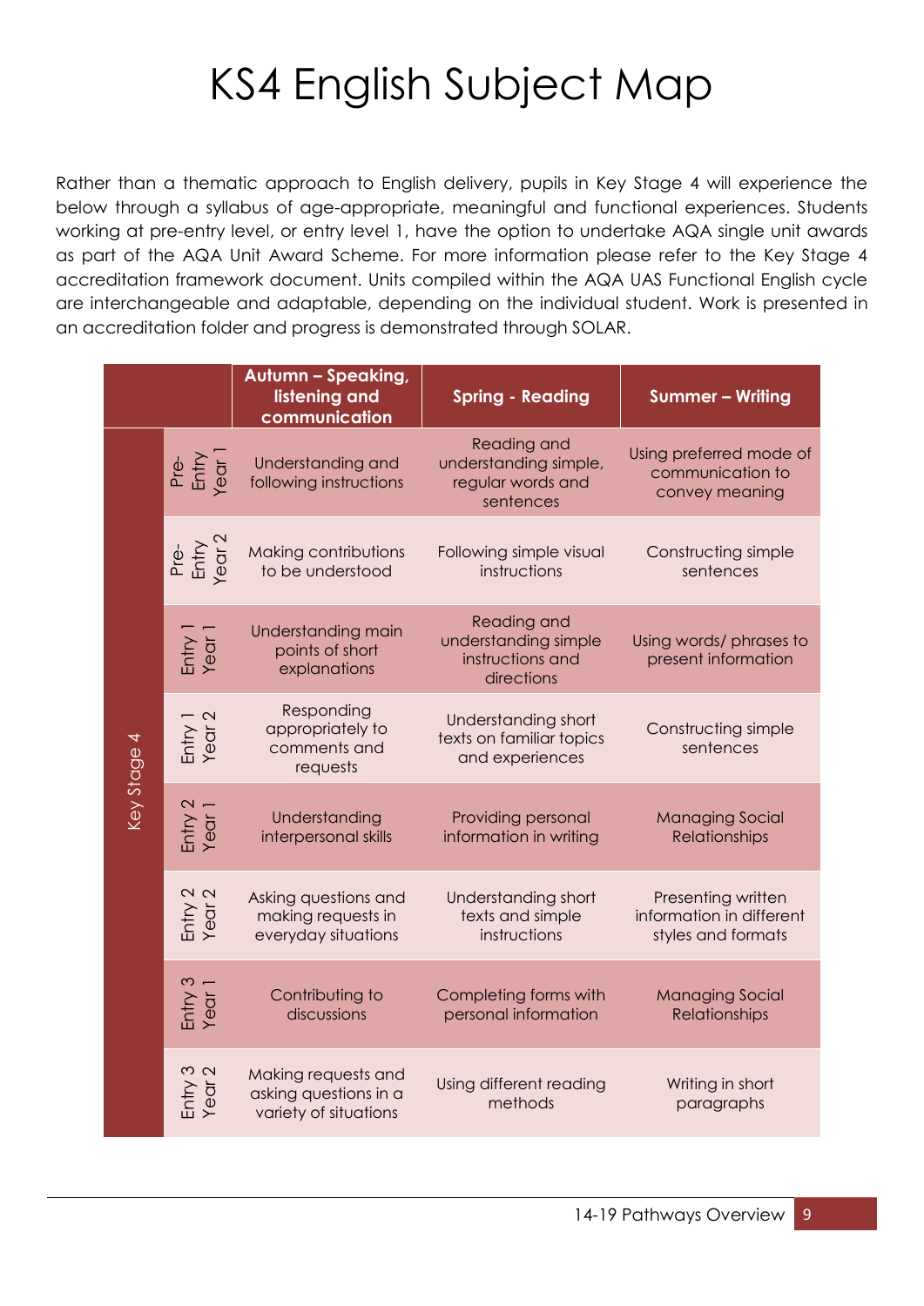# KS4 English Subject Map

Rather than a thematic approach to English delivery, pupils in Key Stage 4 will experience the below through a syllabus of age-appropriate, meaningful and functional experiences. Students working at pre-entry level, or entry level 1, have the option to undertake AQA single unit awards as part of the AQA Unit Award Scheme. For more information please refer to the Key Stage 4 accreditation framework document. Units compiled within the AQA UAS Functional English cycle are interchangeable and adaptable, depending on the individual student. Work is presented in an accreditation folder and progress is demonstrated through SOLAR.

| | | Autumn – Speaking, listening and communication | Spring - Reading | Summer – Writing |
|---|---|---|---|---|
| Key Stage 4 | Pre-Entry Year 1 | Understanding and following instructions | Reading and understanding simple, regular words and sentences | Using preferred mode of communication to convey meaning |
| | Pre-Entry Year 2 | Making contributions to be understood | Following simple visual instructions | Constructing simple sentences |
| | Entry 1 Year 1 | Understanding main points of short explanations | Reading and understanding simple instructions and directions | Using words/ phrases to present information |
| | Entry 1 Year 2 | Responding appropriately to comments and requests | Understanding short texts on familiar topics and experiences | Constructing simple sentences |
| | Entry 2 Year 1 | Understanding interpersonal skills | Providing personal information in writing | Managing Social Relationships |
| | Entry 2 Year 2 | Asking questions and making requests in everyday situations | Understanding short texts and simple instructions | Presenting written information in different styles and formats |
| | Entry 3 Year 1 | Contributing to discussions | Completing forms with personal information | Managing Social Relationships |
| | Entry 3 Year 2 | Making requests and asking questions in a variety of situations | Using different reading methods | Writing in short paragraphs |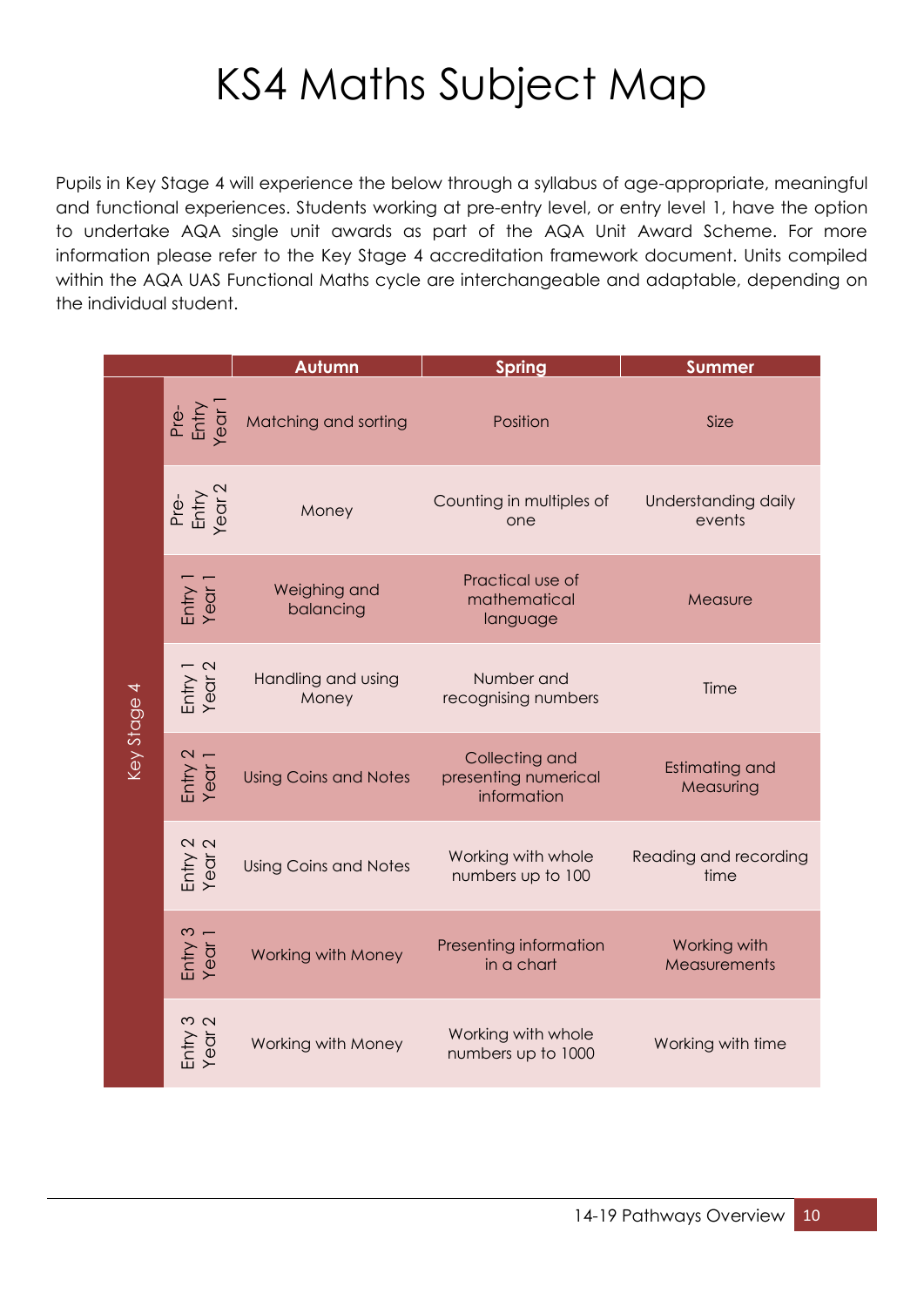# KS4 Maths Subject Map

Pupils in Key Stage 4 will experience the below through a syllabus of age-appropriate, meaningful and functional experiences. Students working at pre-entry level, or entry level 1, have the option to undertake AQA single unit awards as part of the AQA Unit Award Scheme. For more information please refer to the Key Stage 4 accreditation framework document. Units compiled within the AQA UAS Functional Maths cycle are interchangeable and adaptable, depending on the individual student.

| | | Autumn | Spring | Summer |
|---|---|---|---|---|
| Key Stage 4 | Pre-Entry Year 1 | Matching and sorting | Position | Size |
| | Pre-Entry Year 2 | Money | Counting in multiples of one | Understanding daily events |
| | Entry 1 Year 1 | Weighing and balancing | Practical use of mathematical language | Measure |
| | Entry 1 Year 2 | Handling and using Money | Number and recognising numbers | Time |
| | Entry 2 Year 1 | Using Coins and Notes | Collecting and presenting numerical information | Estimating and Measuring |
| | Entry 2 Year 2 | Using Coins and Notes | Working with whole numbers up to 100 | Reading and recording time |
| | Entry 3 Year 1 | Working with Money | Presenting information in a chart | Working with Measurements |
| | Entry 3 Year 2 | Working with Money | Working with whole numbers up to 1000 | Working with time |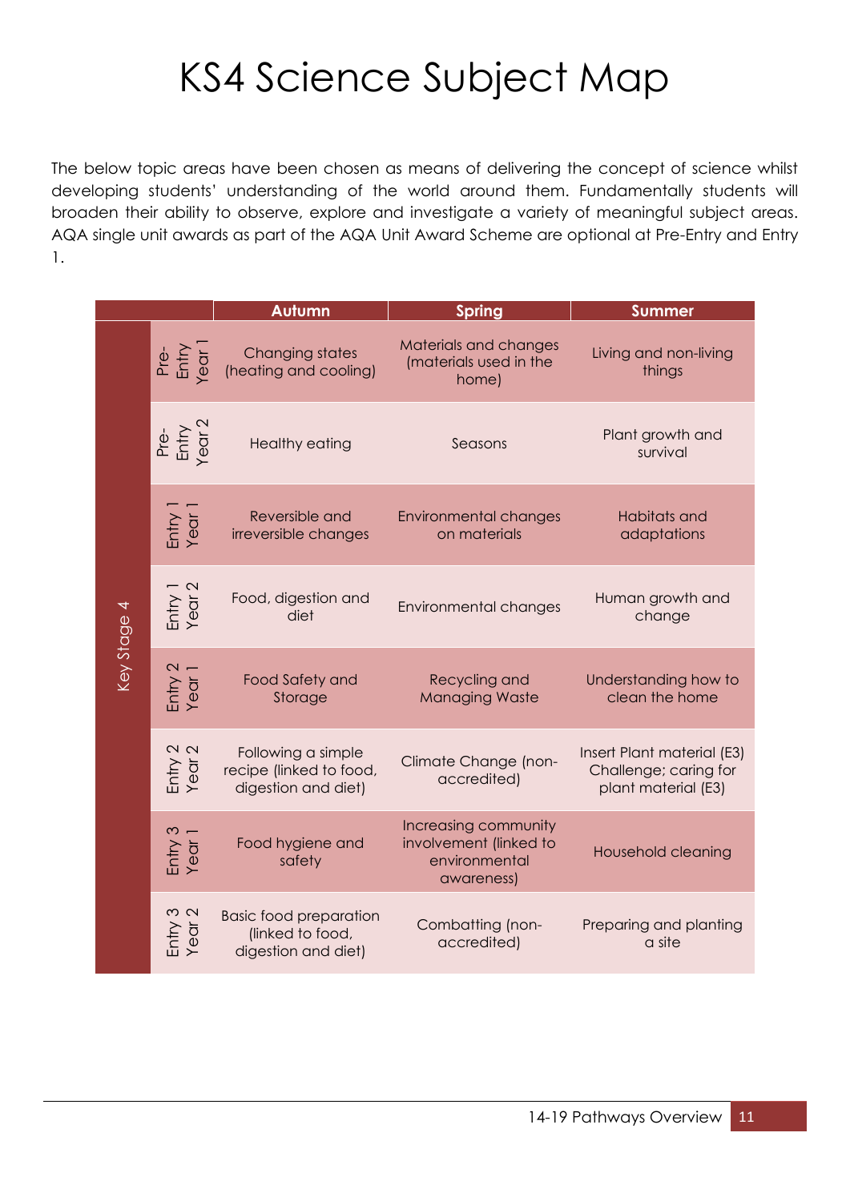# KS4 Science Subject Map

The below topic areas have been chosen as means of delivering the concept of science whilst developing students' understanding of the world around them. Fundamentally students will broaden their ability to observe, explore and investigate a variety of meaningful subject areas. AQA single unit awards as part of the AQA Unit Award Scheme are optional at Pre-Entry and Entry 1.

| | | Autumn | Spring | Summer |
|---|---|---|---|---|
| Key Stage 4 | Pre-Entry Year 1 | Changing states (heating and cooling) | Materials and changes (materials used in the home) | Living and non-living things |
| | Pre-Entry Year 2 | Healthy eating | Seasons | Plant growth and survival |
| | Entry 1 Year 1 | Reversible and irreversible changes | Environmental changes on materials | Habitats and adaptations |
| | Entry 1 Year 2 | Food, digestion and diet | Environmental changes | Human growth and change |
| | Entry 2 Year 1 | Food Safety and Storage | Recycling and Managing Waste | Understanding how to clean the home |
| | Entry 2 Year 2 | Following a simple recipe (linked to food, digestion and diet) | Climate Change (non-accredited) | Insert Plant material (E3) Challenge; caring for plant material (E3) |
| | Entry 3 Year 1 | Food hygiene and safety | Increasing community involvement (linked to environmental awareness) | Household cleaning |
| | Entry 3 Year 2 | Basic food preparation (linked to food, digestion and diet) | Combatting (non-accredited) | Preparing and planting a site |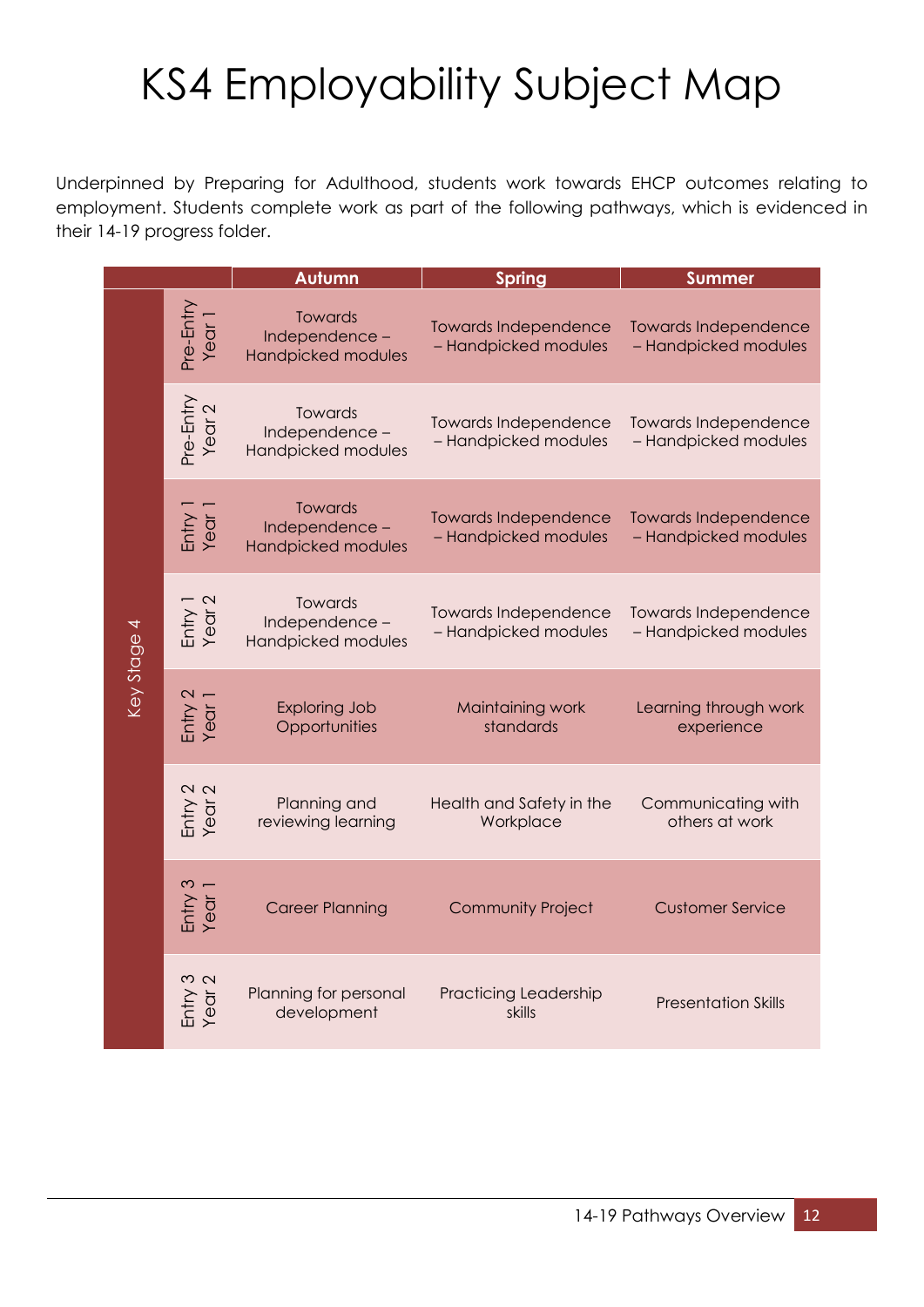# KS4 Employability Subject Map

Underpinned by Preparing for Adulthood, students work towards EHCP outcomes relating to employment. Students complete work as part of the following pathways, which is evidenced in their 14-19 progress folder.

| | | Autumn | Spring | Summer |
|---|---|---|---|---|
| Key Stage 4 | Pre-Entry Year 1 | Towards Independence – Handpicked modules | Towards Independence – Handpicked modules | Towards Independence – Handpicked modules |
| | Pre-Entry Year 2 | Towards Independence – Handpicked modules | Towards Independence – Handpicked modules | Towards Independence – Handpicked modules |
| | Entry 1 Year 1 | Towards Independence – Handpicked modules | Towards Independence – Handpicked modules | Towards Independence – Handpicked modules |
| | Entry 1 Year 2 | Towards Independence – Handpicked modules | Towards Independence – Handpicked modules | Towards Independence – Handpicked modules |
| | Entry 2 Year 1 | Exploring Job Opportunities | Maintaining work standards | Learning through work experience |
| | Entry 2 Year 2 | Planning and reviewing learning | Health and Safety in the Workplace | Communicating with others at work |
| | Entry 3 Year 1 | Career Planning | Community Project | Customer Service |
| | Entry 3 Year 2 | Planning for personal development | Practicing Leadership skills | Presentation Skills |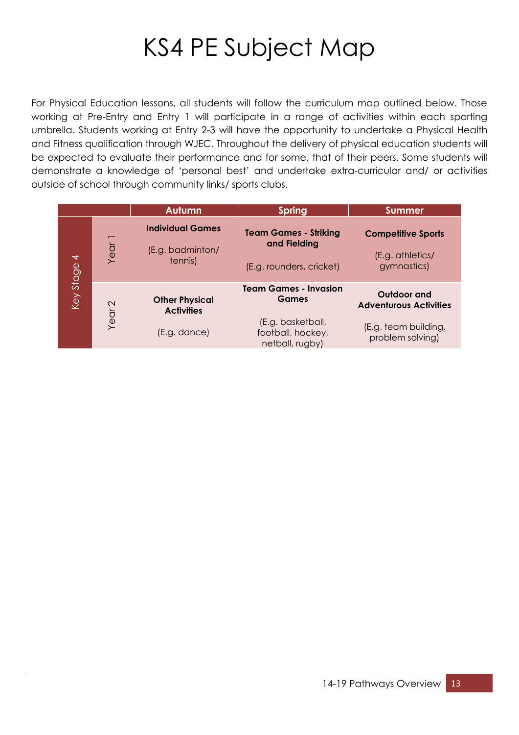# KS4 PE Subject Map

For Physical Education lessons, all students will follow the curriculum map outlined below. Those working at Pre-Entry and Entry 1 will participate in a range of activities within each sporting umbrella. Students working at Entry 2-3 will have the opportunity to undertake a Physical Health and Fitness qualification through WJEC. Throughout the delivery of physical education students will be expected to evaluate their performance and for some, that of their peers. Some students will demonstrate a knowledge of 'personal best' and undertake extra-curricular and/ or activities outside of school through community links/ sports clubs.

| | | Autumn | Spring | Summer |
|---|---|---|---|---|
| Key Stage 4 | Year 1 | **Individual Games**<br><br>(E.g. badminton/ tennis) | **Team Games - Striking and Fielding**<br><br>(E.g. rounders, cricket) | **Competitive Sports**<br><br>(E.g. athletics/ gymnastics) |
| | Year 2 | **Other Physical Activities**<br><br>(E.g. dance) | **Team Games - Invasion Games**<br><br>(E.g. basketball, football, hockey, netball, rugby) | **Outdoor and Adventurous Activities**<br><br>(E.g. team building, problem solving) |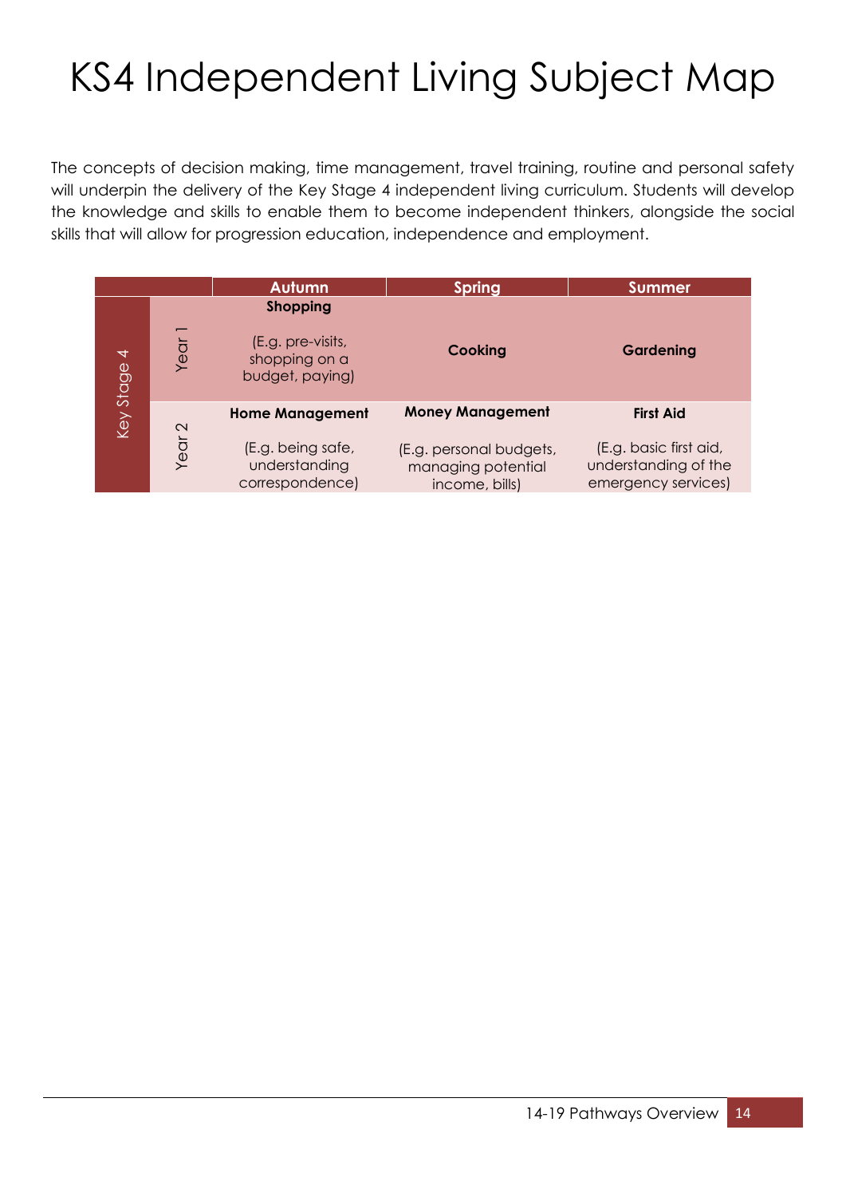# KS4 Independent Living Subject Map

The concepts of decision making, time management, travel training, routine and personal safety will underpin the delivery of the Key Stage 4 independent living curriculum. Students will develop the knowledge and skills to enable them to become independent thinkers, alongside the social skills that will allow for progression education, independence and employment.

| | | Autumn | Spring | Summer |
|---|---|---|---|---|
| Key Stage 4 | Year 1 | **Shopping**<br><br>(E.g. pre-visits, shopping on a budget, paying) | **Cooking** | **Gardening** |
| | Year 2 | **Home Management**<br><br>(E.g. being safe, understanding correspondence) | **Money Management**<br><br>(E.g. personal budgets, managing potential income, bills) | **First Aid**<br><br>(E.g. basic first aid, understanding of the emergency services) |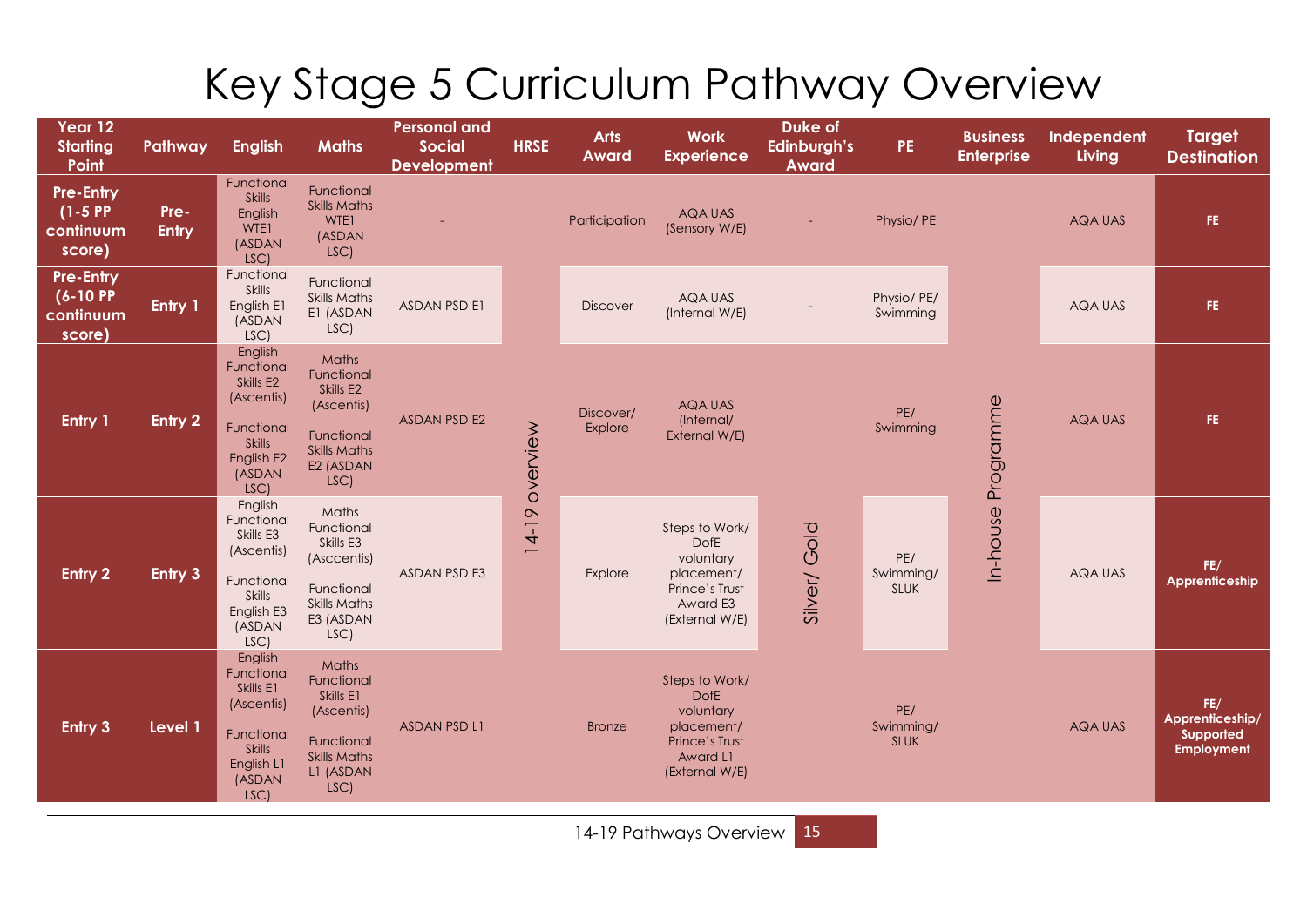# Key Stage 5 Curriculum Pathway Overview

| Year 12 Starting Point | Pathway | English | Maths | Personal and Social Development | HRSE | Arts Award | Work Experience | Duke of Edinburgh's Award | PE | Business Enterprise | Independent Living | Target Destination |
|---|---|---|---|---|---|---|---|---|---|---|---|---|
| Pre-Entry (1-5 PP continuum score) | Pre-Entry | Functional Skills English WTE1 (ASDAN LSC) | Functional Skills Maths WTE1 (ASDAN LSC) | - | 14-19 overview | Participation | AQA UAS (Sensory W/E) | - | Physio/ PE | In-house Programme | AQA UAS | FE |
| Pre-Entry (6-10 PP continuum score) | Entry 1 | Functional Skills English E1 (ASDAN LSC) | Functional Skills Maths E1 (ASDAN LSC) | ASDAN PSD E1 | | Discover | AQA UAS (Internal W/E) | - | Physio/ PE/ Swimming | | AQA UAS | FE |
| Entry 1 | Entry 2 | English Functional Skills E2 (Ascentis)<br><br>Functional Skills English E2 (ASDAN LSC) | Maths Functional Skills E2 (Ascentis)<br><br>Functional Skills Maths E2 (ASDAN LSC) | ASDAN PSD E2 | | Discover/ Explore | AQA UAS (Internal/ External W/E) | Silver/ Gold | PE/ Swimming | | AQA UAS | FE |
| Entry 2 | Entry 3 | English Functional Skills E3 (Ascentis)<br><br>Functional Skills English E3 (ASDAN LSC) | Maths Functional Skills E3 (Asccentis)<br><br>Functional Skills Maths E3 (ASDAN LSC) | ASDAN PSD E3 | | Explore | Steps to Work/ DofE voluntary placement/ Prince's Trust Award E3 (External W/E) | | PE/ Swimming/ SLUK | | AQA UAS | FE/ Apprenticeship |
| Entry 3 | Level 1 | English Functional Skills E1 (Ascentis)<br><br>Functional Skills English L1 (ASDAN LSC) | Maths Functional Skills E1 (Ascentis)<br><br>Functional Skills Maths L1 (ASDAN LSC) | ASDAN PSD L1 | | Bronze | Steps to Work/ DofE voluntary placement/ Prince's Trust Award L1 (External W/E) | | PE/ Swimming/ SLUK | | AQA UAS | FE/ Apprenticeship/ Supported Employment |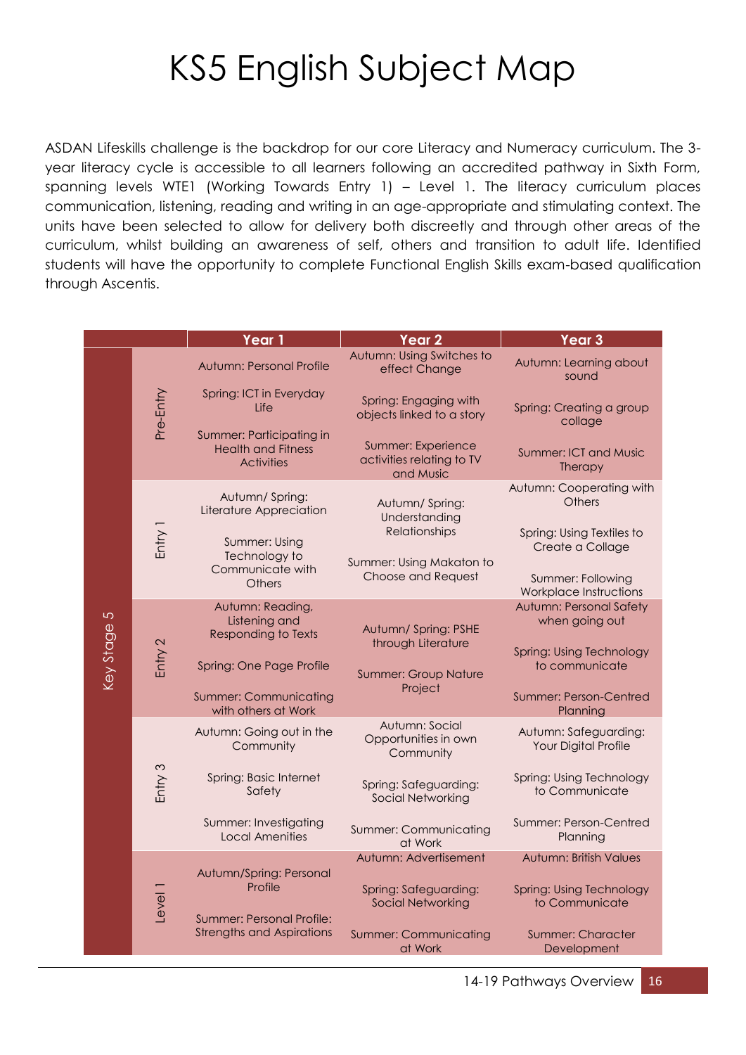# KS5 English Subject Map

ASDAN Lifeskills challenge is the backdrop for our core Literacy and Numeracy curriculum. The 3-year literacy cycle is accessible to all learners following an accredited pathway in Sixth Form, spanning levels WTE1 (Working Towards Entry 1) – Level 1. The literacy curriculum places communication, listening, reading and writing in an age-appropriate and stimulating context. The units have been selected to allow for delivery both discreetly and through other areas of the curriculum, whilst building an awareness of self, others and transition to adult life. Identified students will have the opportunity to complete Functional English Skills exam-based qualification through Ascentis.

| | | Year 1 | Year 2 | Year 3 |
|---|---|---|---|---|
| Key Stage 5 | Pre-Entry | Autumn: Personal Profile<br>Spring: ICT in Everyday Life<br>Summer: Participating in Health and Fitness Activities | Autumn: Using Switches to effect Change<br>Spring: Engaging with objects linked to a story<br>Summer: Experience activities relating to TV and Music | Autumn: Learning about sound<br>Spring: Creating a group collage<br>Summer: ICT and Music Therapy |
| | Entry 1 | Autumn/ Spring: Literature Appreciation<br>Summer: Using Technology to Communicate with Others | Autumn/ Spring: Understanding Relationships<br>Summer: Using Makaton to Choose and Request | Autumn: Cooperating with Others<br>Spring: Using Textiles to Create a Collage<br>Summer: Following Workplace Instructions |
| | Entry 2 | Autumn: Reading, Listening and Responding to Texts<br>Spring: One Page Profile<br>Summer: Communicating with others at Work | Autumn/ Spring: PSHE through Literature<br>Summer: Group Nature Project | Autumn: Personal Safety when going out<br>Spring: Using Technology to communicate<br>Summer: Person-Centred Planning |
| | Entry 3 | Autumn: Going out in the Community<br>Spring: Basic Internet Safety<br>Summer: Investigating Local Amenities | Autumn: Social Opportunities in own Community<br>Spring: Safeguarding: Social Networking<br>Summer: Communicating at Work | Autumn: Safeguarding: Your Digital Profile<br>Spring: Using Technology to Communicate<br>Summer: Person-Centred Planning |
| | Level 1 | Autumn/Spring: Personal Profile<br>Summer: Personal Profile: Strengths and Aspirations | Autumn: Advertisement<br>Spring: Safeguarding: Social Networking<br>Summer: Communicating at Work | Autumn: British Values<br>Spring: Using Technology to Communicate<br>Summer: Character Development |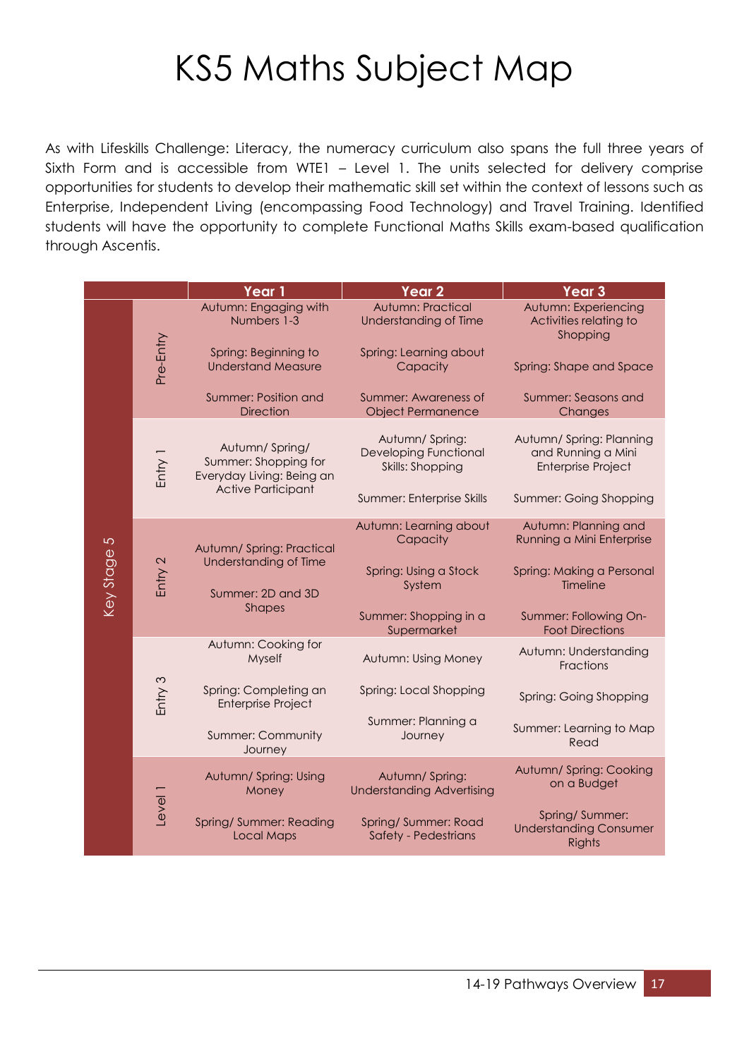# KS5 Maths Subject Map

As with Lifeskills Challenge: Literacy, the numeracy curriculum also spans the full three years of Sixth Form and is accessible from WTE1 – Level 1. The units selected for delivery comprise opportunities for students to develop their mathematic skill set within the context of lessons such as Enterprise, Independent Living (encompassing Food Technology) and Travel Training. Identified students will have the opportunity to complete Functional Maths Skills exam-based qualification through Ascentis.

| | | Year 1 | Year 2 | Year 3 |
|---|---|---|---|---|
| Key Stage 5 | Pre-Entry | Autumn: Engaging with Numbers 1-3<br><br>Spring: Beginning to Understand Measure<br><br>Summer: Position and Direction | Autumn: Practical Understanding of Time<br><br>Spring: Learning about Capacity<br><br>Summer: Awareness of Object Permanence | Autumn: Experiencing Activities relating to Shopping<br><br>Spring: Shape and Space<br><br>Summer: Seasons and Changes |
| | Entry 1 | Autumn/ Spring/ Summer: Shopping for Everyday Living: Being an Active Participant | Autumn/ Spring: Developing Functional Skills: Shopping<br><br>Summer: Enterprise Skills | Autumn/ Spring: Planning and Running a Mini Enterprise Project<br><br>Summer: Going Shopping |
| | Entry 2 | Autumn/ Spring: Practical Understanding of Time<br><br>Summer: 2D and 3D Shapes | Autumn: Learning about Capacity<br><br>Spring: Using a Stock System<br><br>Summer: Shopping in a Supermarket | Autumn: Planning and Running a Mini Enterprise<br><br>Spring: Making a Personal Timeline<br><br>Summer: Following On-Foot Directions |
| | Entry 3 | Autumn: Cooking for Myself<br><br>Spring: Completing an Enterprise Project<br><br>Summer: Community Journey | Autumn: Using Money<br><br>Spring: Local Shopping<br><br>Summer: Planning a Journey | Autumn: Understanding Fractions<br><br>Spring: Going Shopping<br><br>Summer: Learning to Map Read |
| | Level 1 | Autumn/ Spring: Using Money<br><br>Spring/ Summer: Reading Local Maps | Autumn/ Spring: Understanding Advertising<br><br>Spring/ Summer: Road Safety - Pedestrians | Autumn/ Spring: Cooking on a Budget<br><br>Spring/ Summer: Understanding Consumer Rights |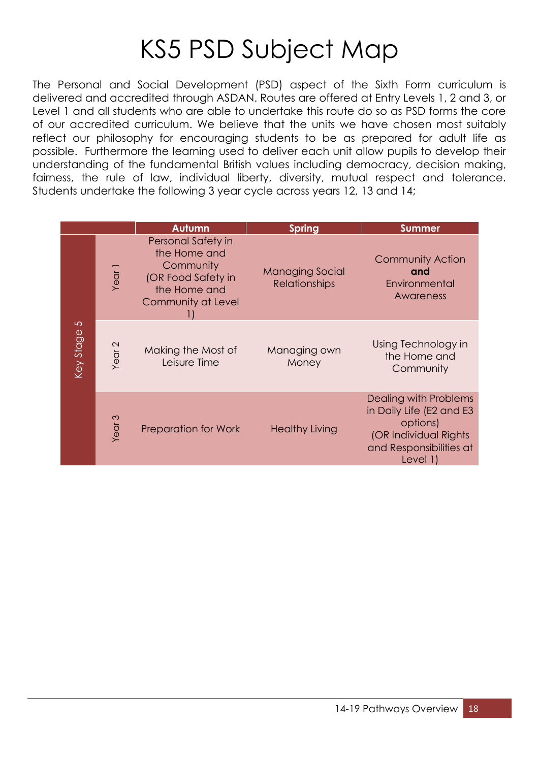# KS5 PSD Subject Map

The Personal and Social Development (PSD) aspect of the Sixth Form curriculum is delivered and accredited through ASDAN. Routes are offered at Entry Levels 1, 2 and 3, or Level 1 and all students who are able to undertake this route do so as PSD forms the core of our accredited curriculum. We believe that the units we have chosen most suitably reflect our philosophy for encouraging students to be as prepared for adult life as possible. Furthermore the learning used to deliver each unit allow pupils to develop their understanding of the fundamental British values including democracy, decision making, fairness, the rule of law, individual liberty, diversity, mutual respect and tolerance. Students undertake the following 3 year cycle across years 12, 13 and 14;

| | | Autumn | Spring | Summer |
|---|---|---|---|---|
| Key Stage 5 | Year 1 | Personal Safety in the Home and Community (OR Food Safety in the Home and Community at Level 1) | Managing Social Relationships | Community Action **and** Environmental Awareness |
| | Year 2 | Making the Most of Leisure Time | Managing own Money | Using Technology in the Home and Community |
| | Year 3 | Preparation for Work | Healthy Living | Dealing with Problems in Daily Life (E2 and E3 options) (OR Individual Rights and Responsibilities at Level 1) |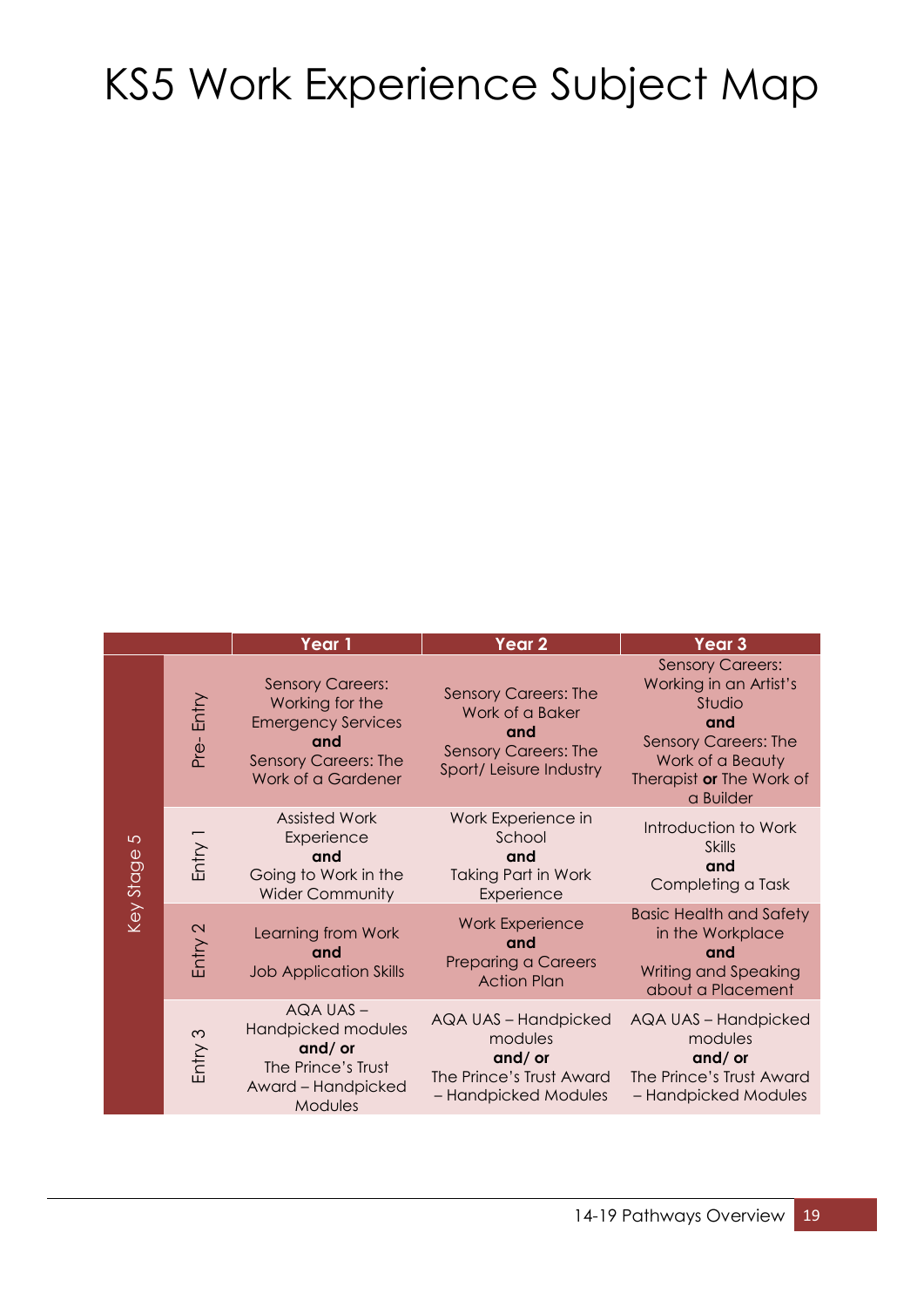# KS5 Work Experience Subject Map

| | | Year 1 | Year 2 | Year 3 |
|---|---|---|---|---|
| Key Stage 5 | Pre- Entry | Sensory Careers: Working for the Emergency Services **and** Sensory Careers: The Work of a Gardener | Sensory Careers: The Work of a Baker **and** Sensory Careers: The Sport/ Leisure Industry | Sensory Careers: Working in an Artist's Studio **and** Sensory Careers: The Work of a Beauty Therapist **or** The Work of a Builder |
| | Entry 1 | Assisted Work Experience **and** Going to Work in the Wider Community | Work Experience in School **and** Taking Part in Work Experience | Introduction to Work Skills **and** Completing a Task |
| | Entry 2 | Learning from Work **and** Job Application Skills | Work Experience **and** Preparing a Careers Action Plan | Basic Health and Safety in the Workplace **and** Writing and Speaking about a Placement |
| | Entry 3 | AQA UAS – Handpicked modules **and/ or** The Prince's Trust Award – Handpicked Modules | AQA UAS – Handpicked modules **and/ or** The Prince's Trust Award – Handpicked Modules | AQA UAS – Handpicked modules **and/ or** The Prince's Trust Award – Handpicked Modules |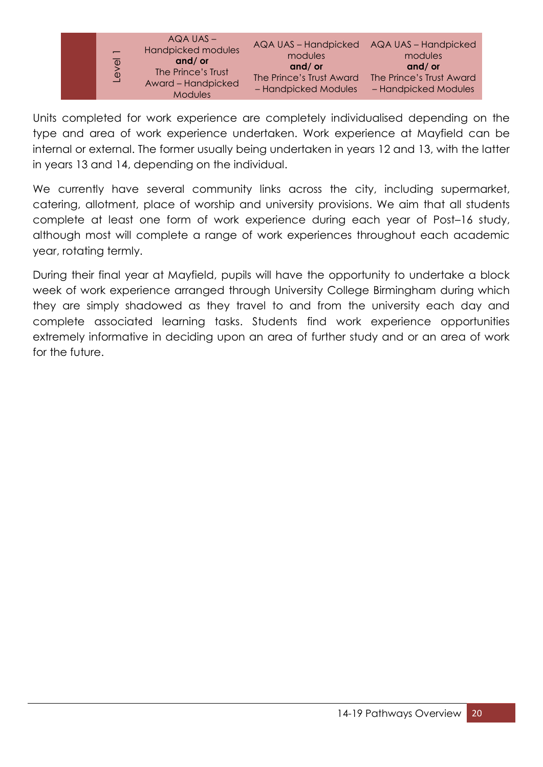|  | Level 1 | AQA UAS – Handpicked modules **and/ or** The Prince's Trust Award – Handpicked Modules | AQA UAS – Handpicked modules **and/ or** The Prince's Trust Award – Handpicked Modules | AQA UAS – Handpicked modules **and/ or** The Prince's Trust Award – Handpicked Modules |
|---|---|---|---|---|

Units completed for work experience are completely individualised depending on the type and area of work experience undertaken. Work experience at Mayfield can be internal or external. The former usually being undertaken in years 12 and 13, with the latter in years 13 and 14, depending on the individual.

We currently have several community links across the city, including supermarket, catering, allotment, place of worship and university provisions. We aim that all students complete at least one form of work experience during each year of Post–16 study, although most will complete a range of work experiences throughout each academic year, rotating termly.

During their final year at Mayfield, pupils will have the opportunity to undertake a block week of work experience arranged through University College Birmingham during which they are simply shadowed as they travel to and from the university each day and complete associated learning tasks. Students find work experience opportunities extremely informative in deciding upon an area of further study and or an area of work for the future.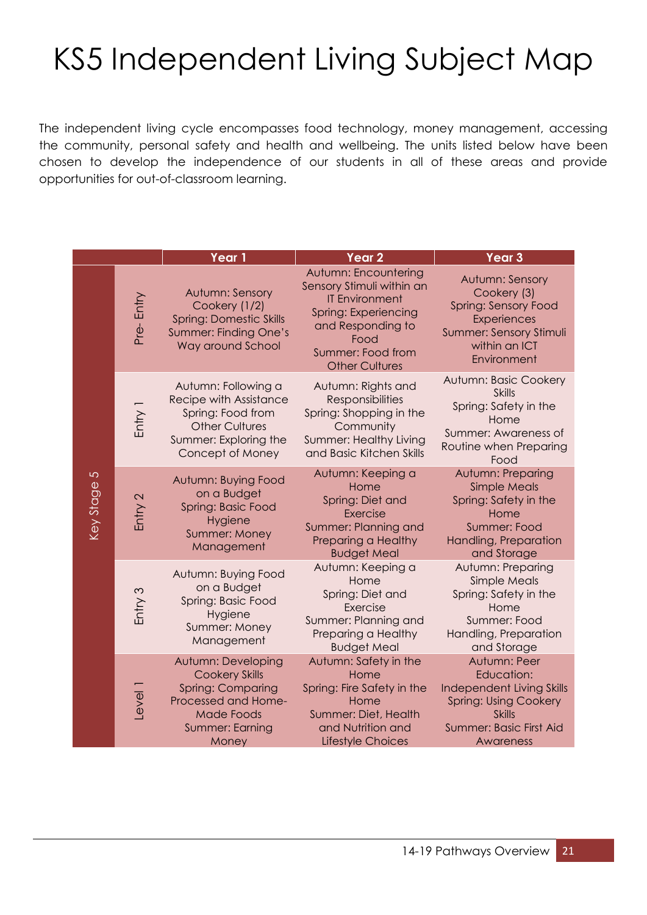# KS5 Independent Living Subject Map

The independent living cycle encompasses food technology, money management, accessing the community, personal safety and health and wellbeing. The units listed below have been chosen to develop the independence of our students in all of these areas and provide opportunities for out-of-classroom learning.

| | | Year 1 | Year 2 | Year 3 |
|---|---|---|---|---|
| Key Stage 5 | Pre- Entry | Autumn: Sensory Cookery (1/2)<br>Spring: Domestic Skills<br>Summer: Finding One's Way around School | Autumn: Encountering Sensory Stimuli within an IT Environment<br>Spring: Experiencing and Responding to Food<br>Summer: Food from Other Cultures | Autumn: Sensory Cookery (3)<br>Spring: Sensory Food Experiences<br>Summer: Sensory Stimuli within an ICT Environment |
| | Entry 1 | Autumn: Following a Recipe with Assistance<br>Spring: Food from Other Cultures<br>Summer: Exploring the Concept of Money | Autumn: Rights and Responsibilities<br>Spring: Shopping in the Community<br>Summer: Healthy Living and Basic Kitchen Skills | Autumn: Basic Cookery Skills<br>Spring: Safety in the Home<br>Summer: Awareness of Routine when Preparing Food |
| | Entry 2 | Autumn: Buying Food on a Budget<br>Spring: Basic Food Hygiene<br>Summer: Money Management | Autumn: Keeping a Home<br>Spring: Diet and Exercise<br>Summer: Planning and Preparing a Healthy Budget Meal | Autumn: Preparing Simple Meals<br>Spring: Safety in the Home<br>Summer: Food Handling, Preparation and Storage |
| | Entry 3 | Autumn: Buying Food on a Budget<br>Spring: Basic Food Hygiene<br>Summer: Money Management | Autumn: Keeping a Home<br>Spring: Diet and Exercise<br>Summer: Planning and Preparing a Healthy Budget Meal | Autumn: Preparing Simple Meals<br>Spring: Safety in the Home<br>Summer: Food Handling, Preparation and Storage |
| | Level 1 | Autumn: Developing Cookery Skills<br>Spring: Comparing Processed and Home-Made Foods<br>Summer: Earning Money | Autumn: Safety in the Home<br>Spring: Fire Safety in the Home<br>Summer: Diet, Health and Nutrition and Lifestyle Choices | Autumn: Peer Education: Independent Living Skills<br>Spring: Using Cookery Skills<br>Summer: Basic First Aid Awareness |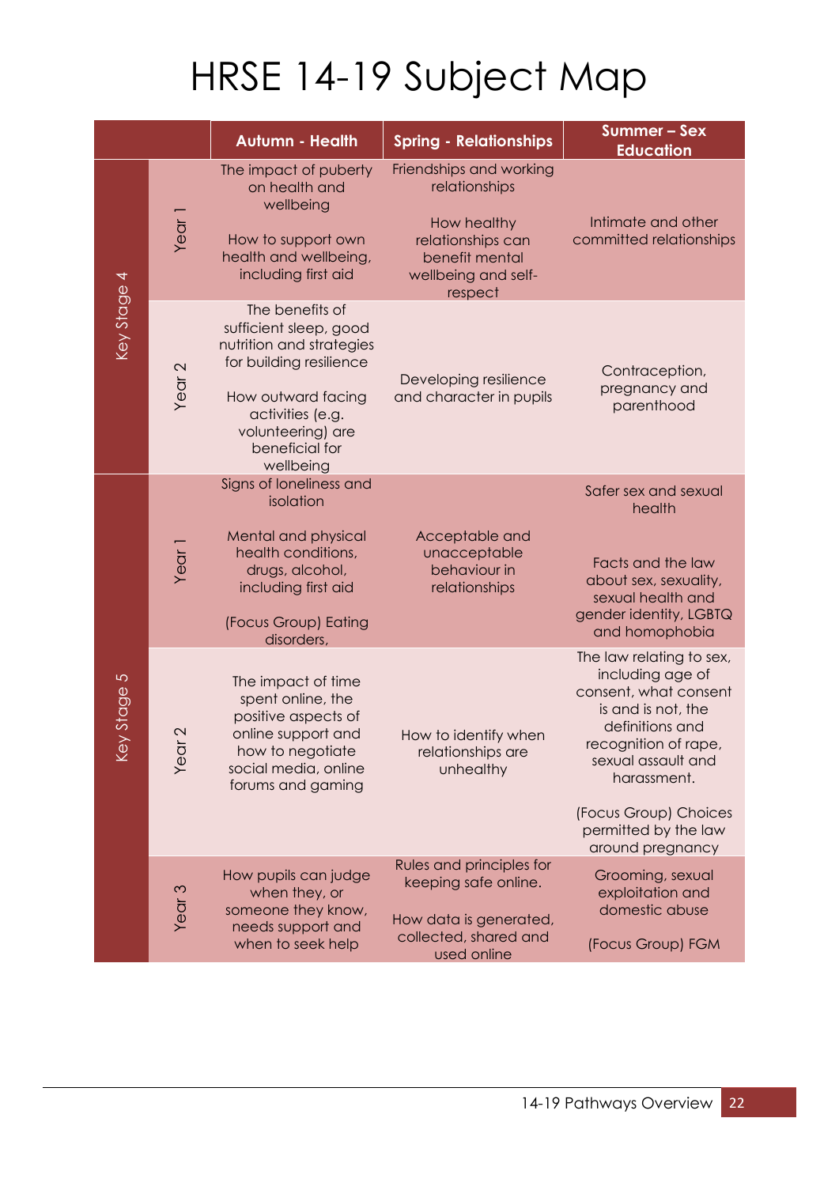# HRSE 14-19 Subject Map

| | | Autumn - Health | Spring - Relationships | Summer – Sex Education |
|---|---|---|---|---|
| Key Stage 4 | Year 1 | The impact of puberty on health and wellbeing<br><br>How to support own health and wellbeing, including first aid | Friendships and working relationships<br><br>How healthy relationships can benefit mental wellbeing and self-respect | Intimate and other committed relationships |
| | Year 2 | The benefits of sufficient sleep, good nutrition and strategies for building resilience<br><br>How outward facing activities (e.g. volunteering) are beneficial for wellbeing | Developing resilience and character in pupils | Contraception, pregnancy and parenthood |
| Key Stage 5 | Year 1 | Signs of loneliness and isolation<br><br>Mental and physical health conditions, drugs, alcohol, including first aid<br><br>(Focus Group) Eating disorders, | Acceptable and unacceptable behaviour in relationships | Safer sex and sexual health<br><br>Facts and the law about sex, sexuality, sexual health and gender identity, LGBTQ and homophobia |
| | Year 2 | The impact of time spent online, the positive aspects of online support and how to negotiate social media, online forums and gaming | How to identify when relationships are unhealthy | The law relating to sex, including age of consent, what consent is and is not, the definitions and recognition of rape, sexual assault and harassment.<br><br>(Focus Group) Choices permitted by the law around pregnancy |
| | Year 3 | How pupils can judge when they, or someone they know, needs support and when to seek help | Rules and principles for keeping safe online.<br><br>How data is generated, collected, shared and used online | Grooming, sexual exploitation and domestic abuse<br><br>(Focus Group) FGM |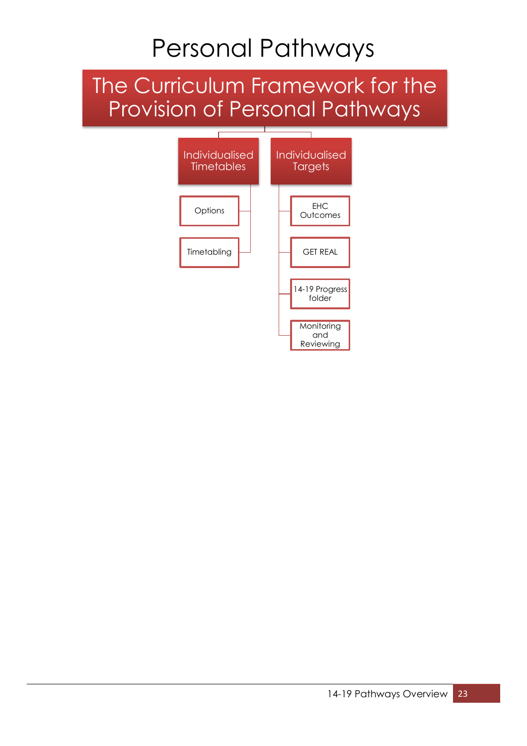# Personal Pathways

## The Curriculum Framework for the Provision of Personal Pathways

- **Individualised Timetables**
  - Options
  - Timetabling
- **Individualised Targets**
  - EHC Outcomes
  - GET REAL
  - 14-19 Progress folder
  - Monitoring and Reviewing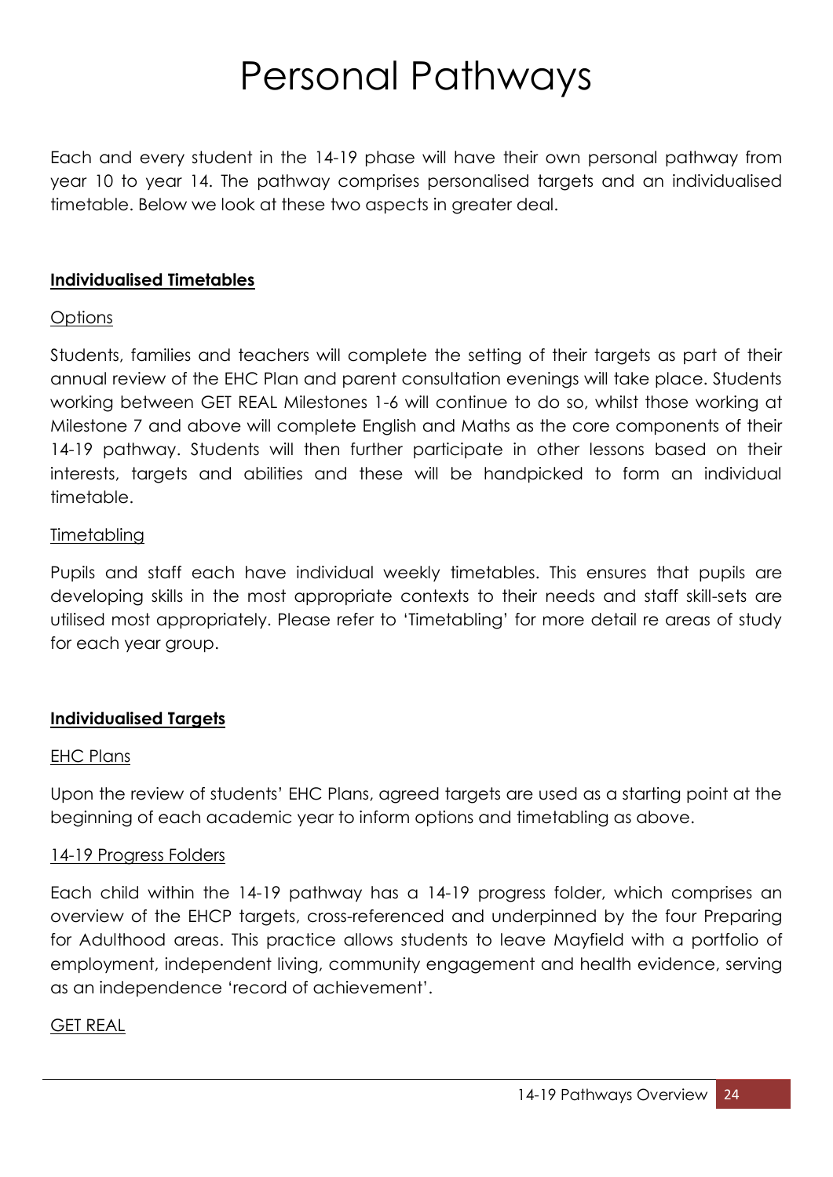# Personal Pathways

Each and every student in the 14-19 phase will have their own personal pathway from year 10 to year 14. The pathway comprises personalised targets and an individualised timetable. Below we look at these two aspects in greater deal.

## **Individualised Timetables**

### Options

Students, families and teachers will complete the setting of their targets as part of their annual review of the EHC Plan and parent consultation evenings will take place. Students working between GET REAL Milestones 1-6 will continue to do so, whilst those working at Milestone 7 and above will complete English and Maths as the core components of their 14-19 pathway. Students will then further participate in other lessons based on their interests, targets and abilities and these will be handpicked to form an individual timetable.

### Timetabling

Pupils and staff each have individual weekly timetables. This ensures that pupils are developing skills in the most appropriate contexts to their needs and staff skill-sets are utilised most appropriately. Please refer to 'Timetabling' for more detail re areas of study for each year group.

## **Individualised Targets**

### EHC Plans

Upon the review of students' EHC Plans, agreed targets are used as a starting point at the beginning of each academic year to inform options and timetabling as above.

### 14-19 Progress Folders

Each child within the 14-19 pathway has a 14-19 progress folder, which comprises an overview of the EHCP targets, cross-referenced and underpinned by the four Preparing for Adulthood areas. This practice allows students to leave Mayfield with a portfolio of employment, independent living, community engagement and health evidence, serving as an independence 'record of achievement'.

### GET REAL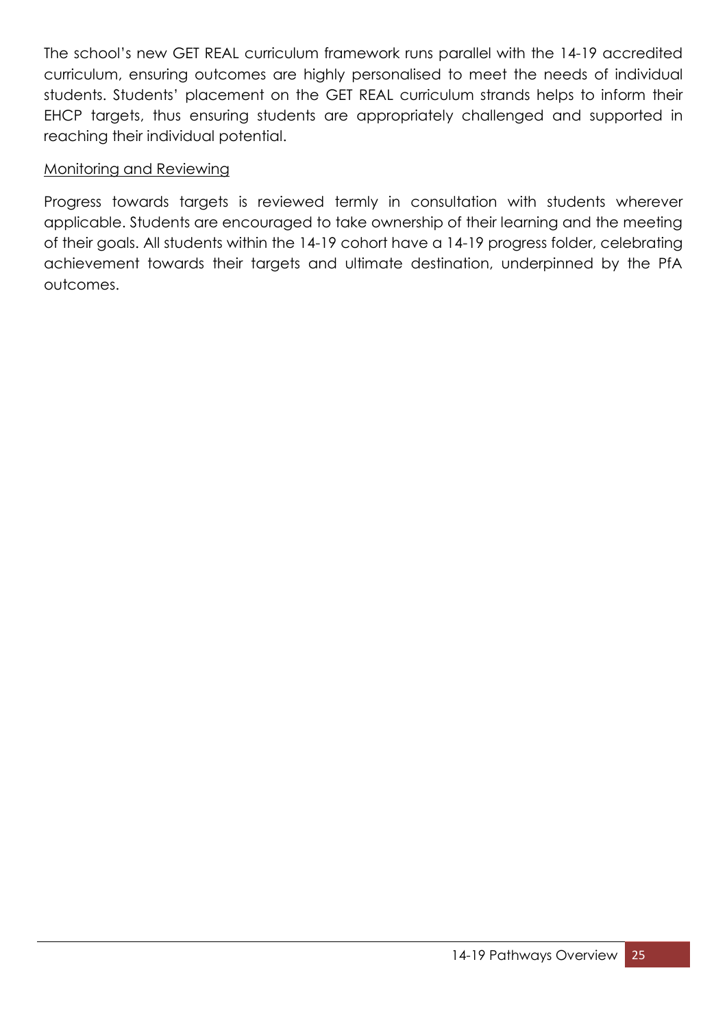The school's new GET REAL curriculum framework runs parallel with the 14-19 accredited curriculum, ensuring outcomes are highly personalised to meet the needs of individual students. Students' placement on the GET REAL curriculum strands helps to inform their EHCP targets, thus ensuring students are appropriately challenged and supported in reaching their individual potential.

<u>Monitoring and Reviewing</u>

Progress towards targets is reviewed termly in consultation with students wherever applicable. Students are encouraged to take ownership of their learning and the meeting of their goals. All students within the 14-19 cohort have a 14-19 progress folder, celebrating achievement towards their targets and ultimate destination, underpinned by the PfA outcomes.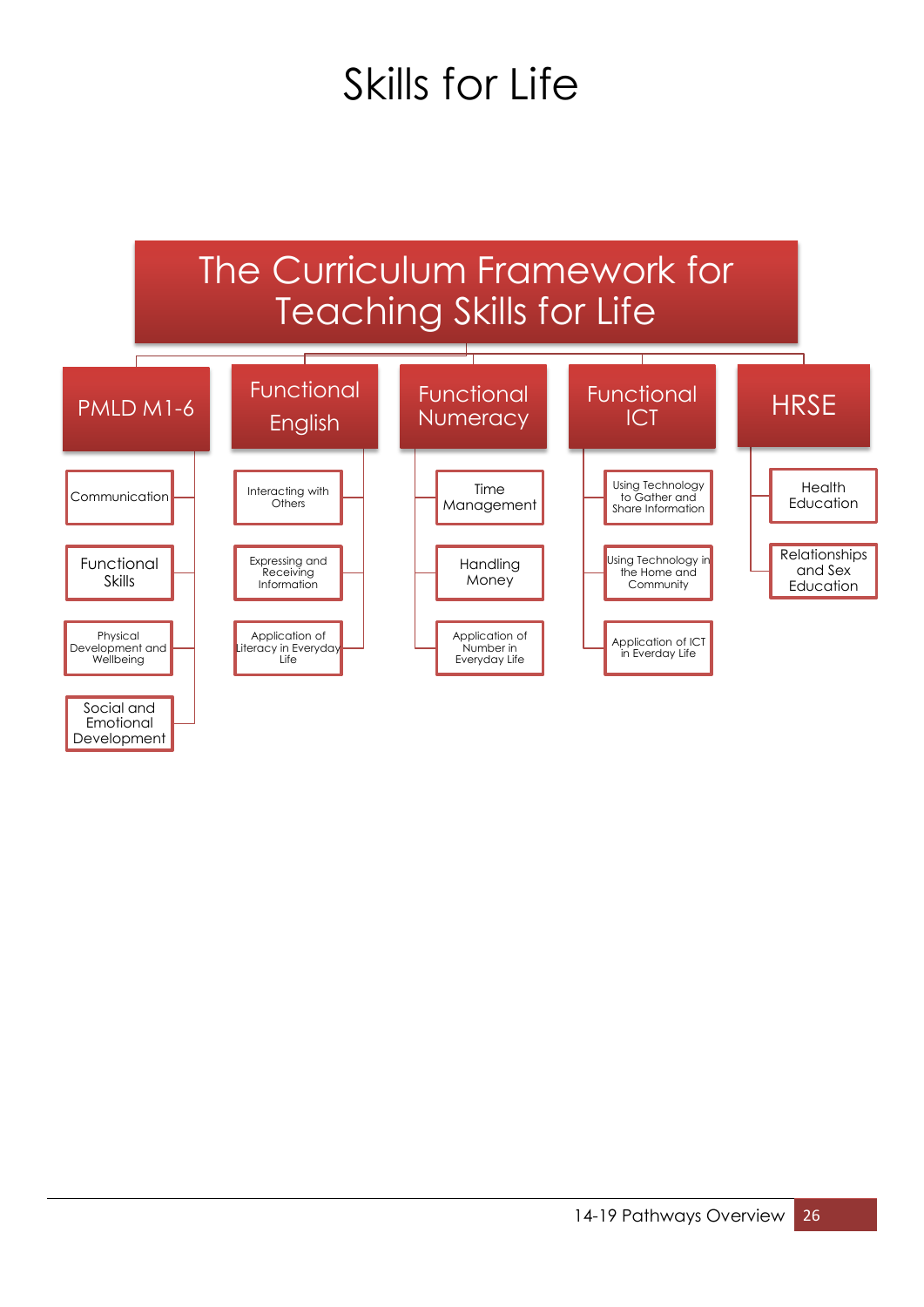# Skills for Life

## The Curriculum Framework for Teaching Skills for Life

- **PMLD M1-6**
  - Communication
  - Functional Skills
  - Physical Development and Wellbeing
  - Social and Emotional Development
- **Functional English**
  - Interacting with Others
  - Expressing and Receiving Information
  - Application of Literacy in Everyday Life
- **Functional Numeracy**
  - Time Management
  - Handling Money
  - Application of Number in Everyday Life
- **Functional ICT**
  - Using Technology to Gather and Share Information
  - Using Technology in the Home and Community
  - Application of ICT in Everday Life
- **HRSE**
  - Health Education
  - Relationships and Sex Education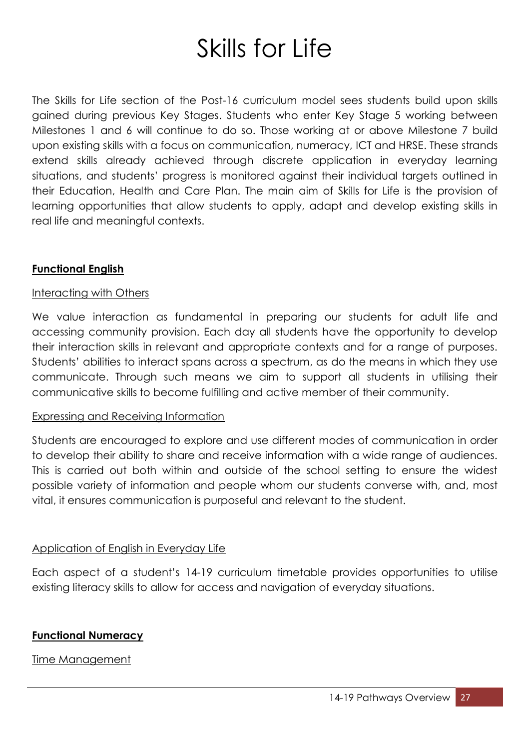# Skills for Life

The Skills for Life section of the Post-16 curriculum model sees students build upon skills gained during previous Key Stages. Students who enter Key Stage 5 working between Milestones 1 and 6 will continue to do so. Those working at or above Milestone 7 build upon existing skills with a focus on communication, numeracy, ICT and HRSE. These strands extend skills already achieved through discrete application in everyday learning situations, and students' progress is monitored against their individual targets outlined in their Education, Health and Care Plan. The main aim of Skills for Life is the provision of learning opportunities that allow students to apply, adapt and develop existing skills in real life and meaningful contexts.

## **Functional English**

### Interacting with Others

We value interaction as fundamental in preparing our students for adult life and accessing community provision. Each day all students have the opportunity to develop their interaction skills in relevant and appropriate contexts and for a range of purposes. Students' abilities to interact spans across a spectrum, as do the means in which they use communicate. Through such means we aim to support all students in utilising their communicative skills to become fulfilling and active member of their community.

### Expressing and Receiving Information

Students are encouraged to explore and use different modes of communication in order to develop their ability to share and receive information with a wide range of audiences. This is carried out both within and outside of the school setting to ensure the widest possible variety of information and people whom our students converse with, and, most vital, it ensures communication is purposeful and relevant to the student.

### Application of English in Everyday Life

Each aspect of a student's 14-19 curriculum timetable provides opportunities to utilise existing literacy skills to allow for access and navigation of everyday situations.

## **Functional Numeracy**

### Time Management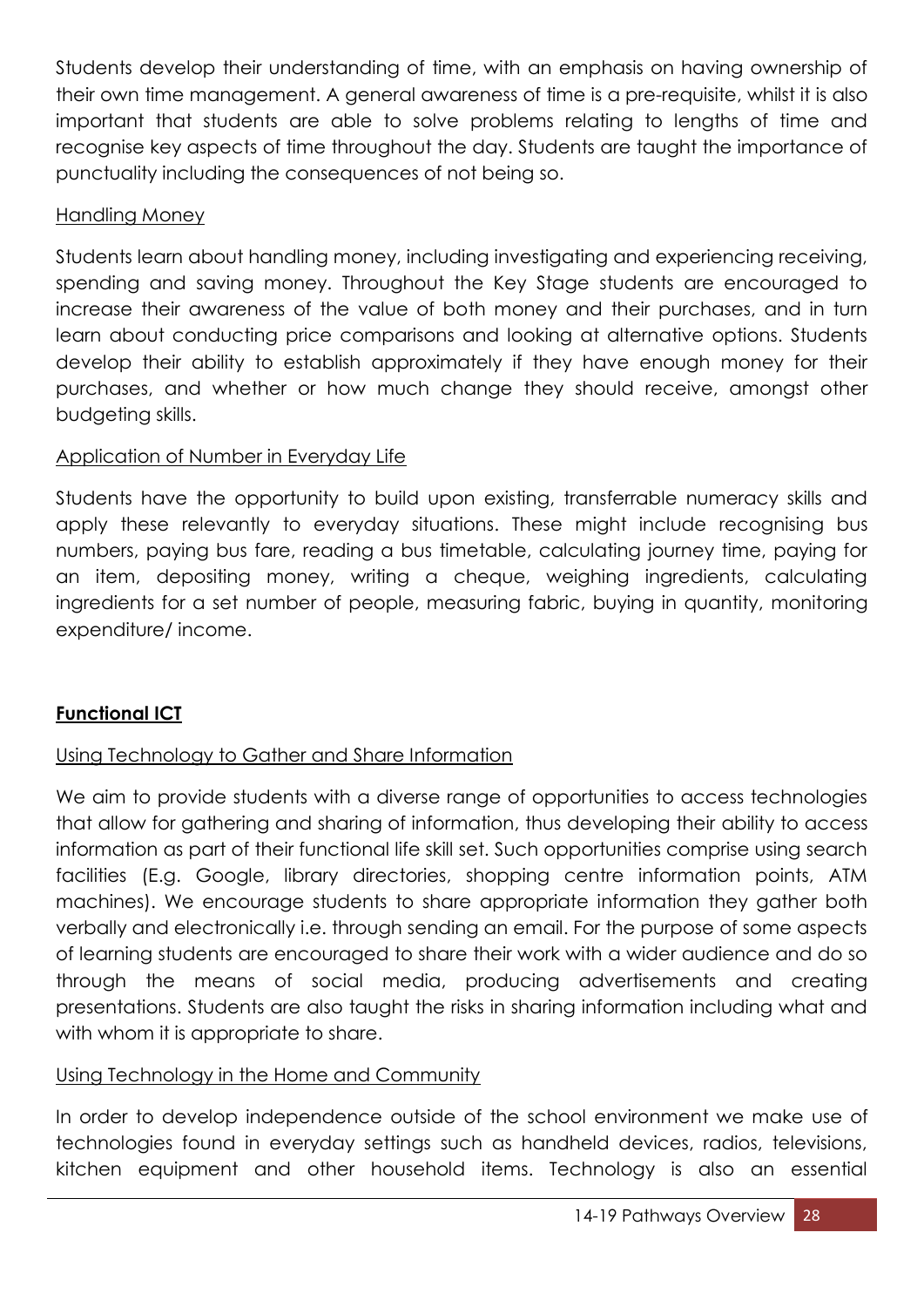Students develop their understanding of time, with an emphasis on having ownership of their own time management. A general awareness of time is a pre-requisite, whilst it is also important that students are able to solve problems relating to lengths of time and recognise key aspects of time throughout the day. Students are taught the importance of punctuality including the consequences of not being so.

<u>Handling Money</u>

Students learn about handling money, including investigating and experiencing receiving, spending and saving money. Throughout the Key Stage students are encouraged to increase their awareness of the value of both money and their purchases, and in turn learn about conducting price comparisons and looking at alternative options. Students develop their ability to establish approximately if they have enough money for their purchases, and whether or how much change they should receive, amongst other budgeting skills.

<u>Application of Number in Everyday Life</u>

Students have the opportunity to build upon existing, transferrable numeracy skills and apply these relevantly to everyday situations. These might include recognising bus numbers, paying bus fare, reading a bus timetable, calculating journey time, paying for an item, depositing money, writing a cheque, weighing ingredients, calculating ingredients for a set number of people, measuring fabric, buying in quantity, monitoring expenditure/ income.

## <u>**Functional ICT**</u>

<u>Using Technology to Gather and Share Information</u>

We aim to provide students with a diverse range of opportunities to access technologies that allow for gathering and sharing of information, thus developing their ability to access information as part of their functional life skill set. Such opportunities comprise using search facilities (E.g. Google, library directories, shopping centre information points, ATM machines). We encourage students to share appropriate information they gather both verbally and electronically i.e. through sending an email. For the purpose of some aspects of learning students are encouraged to share their work with a wider audience and do so through the means of social media, producing advertisements and creating presentations. Students are also taught the risks in sharing information including what and with whom it is appropriate to share.

<u>Using Technology in the Home and Community</u>

In order to develop independence outside of the school environment we make use of technologies found in everyday settings such as handheld devices, radios, televisions, kitchen equipment and other household items. Technology is also an essential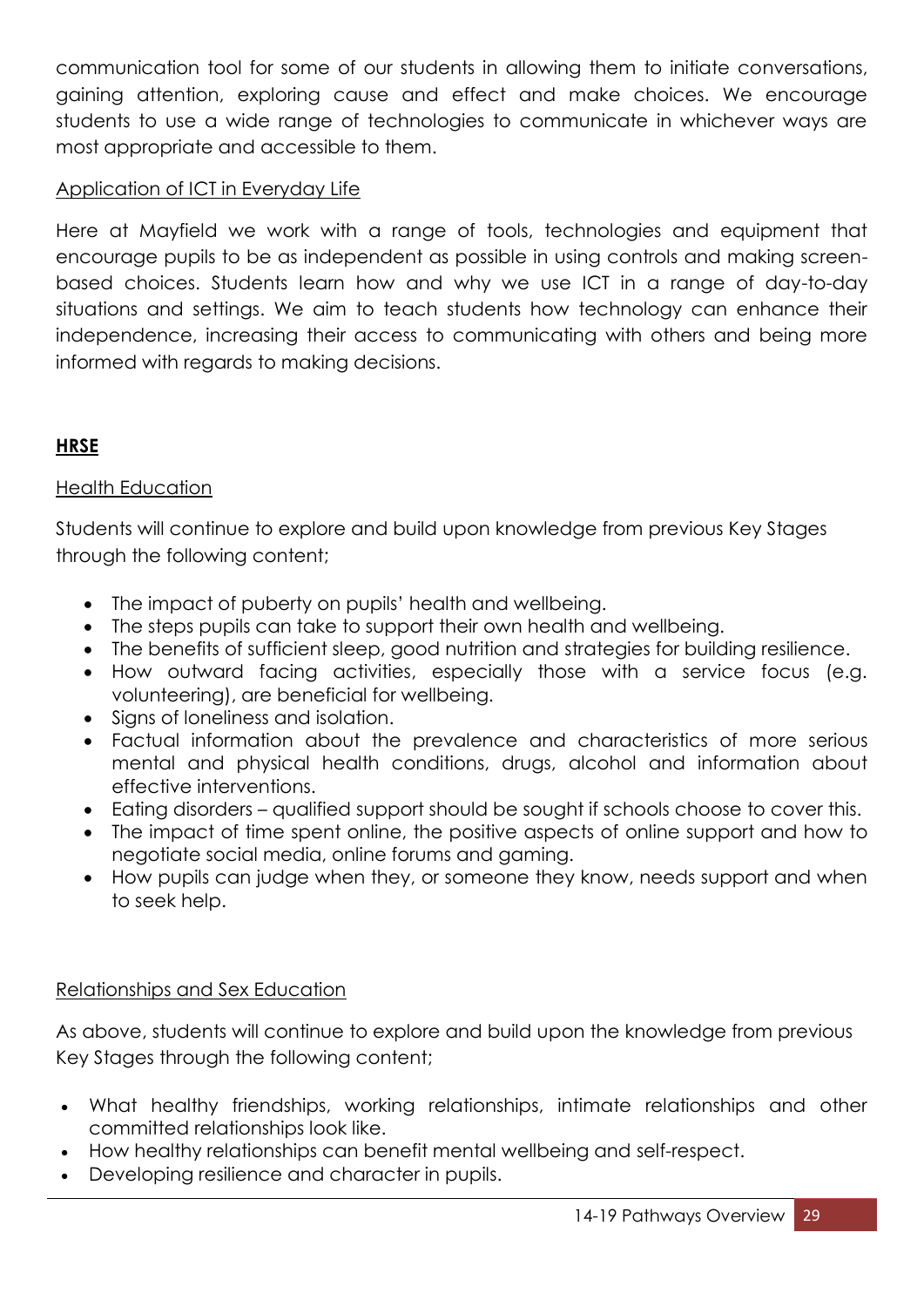communication tool for some of our students in allowing them to initiate conversations, gaining attention, exploring cause and effect and make choices. We encourage students to use a wide range of technologies to communicate in whichever ways are most appropriate and accessible to them.

Application of ICT in Everyday Life

Here at Mayfield we work with a range of tools, technologies and equipment that encourage pupils to be as independent as possible in using controls and making screen-based choices. Students learn how and why we use ICT in a range of day-to-day situations and settings. We aim to teach students how technology can enhance their independence, increasing their access to communicating with others and being more informed with regards to making decisions.

## HRSE

### Health Education

Students will continue to explore and build upon knowledge from previous Key Stages through the following content;

- The impact of puberty on pupils' health and wellbeing.
- The steps pupils can take to support their own health and wellbeing.
- The benefits of sufficient sleep, good nutrition and strategies for building resilience.
- How outward facing activities, especially those with a service focus (e.g. volunteering), are beneficial for wellbeing.
- Signs of loneliness and isolation.
- Factual information about the prevalence and characteristics of more serious mental and physical health conditions, drugs, alcohol and information about effective interventions.
- Eating disorders – qualified support should be sought if schools choose to cover this.
- The impact of time spent online, the positive aspects of online support and how to negotiate social media, online forums and gaming.
- How pupils can judge when they, or someone they know, needs support and when to seek help.

### Relationships and Sex Education

As above, students will continue to explore and build upon the knowledge from previous Key Stages through the following content;

- What healthy friendships, working relationships, intimate relationships and other committed relationships look like.
- How healthy relationships can benefit mental wellbeing and self-respect.
- Developing resilience and character in pupils.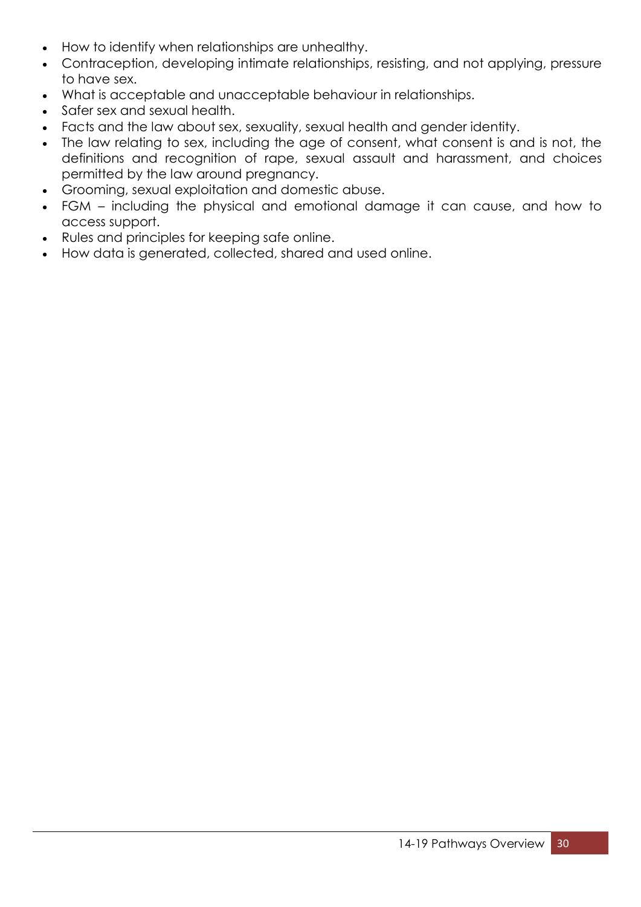- How to identify when relationships are unhealthy.
- Contraception, developing intimate relationships, resisting, and not applying, pressure to have sex.
- What is acceptable and unacceptable behaviour in relationships.
- Safer sex and sexual health.
- Facts and the law about sex, sexuality, sexual health and gender identity.
- The law relating to sex, including the age of consent, what consent is and is not, the definitions and recognition of rape, sexual assault and harassment, and choices permitted by the law around pregnancy.
- Grooming, sexual exploitation and domestic abuse.
- FGM – including the physical and emotional damage it can cause, and how to access support.
- Rules and principles for keeping safe online.
- How data is generated, collected, shared and used online.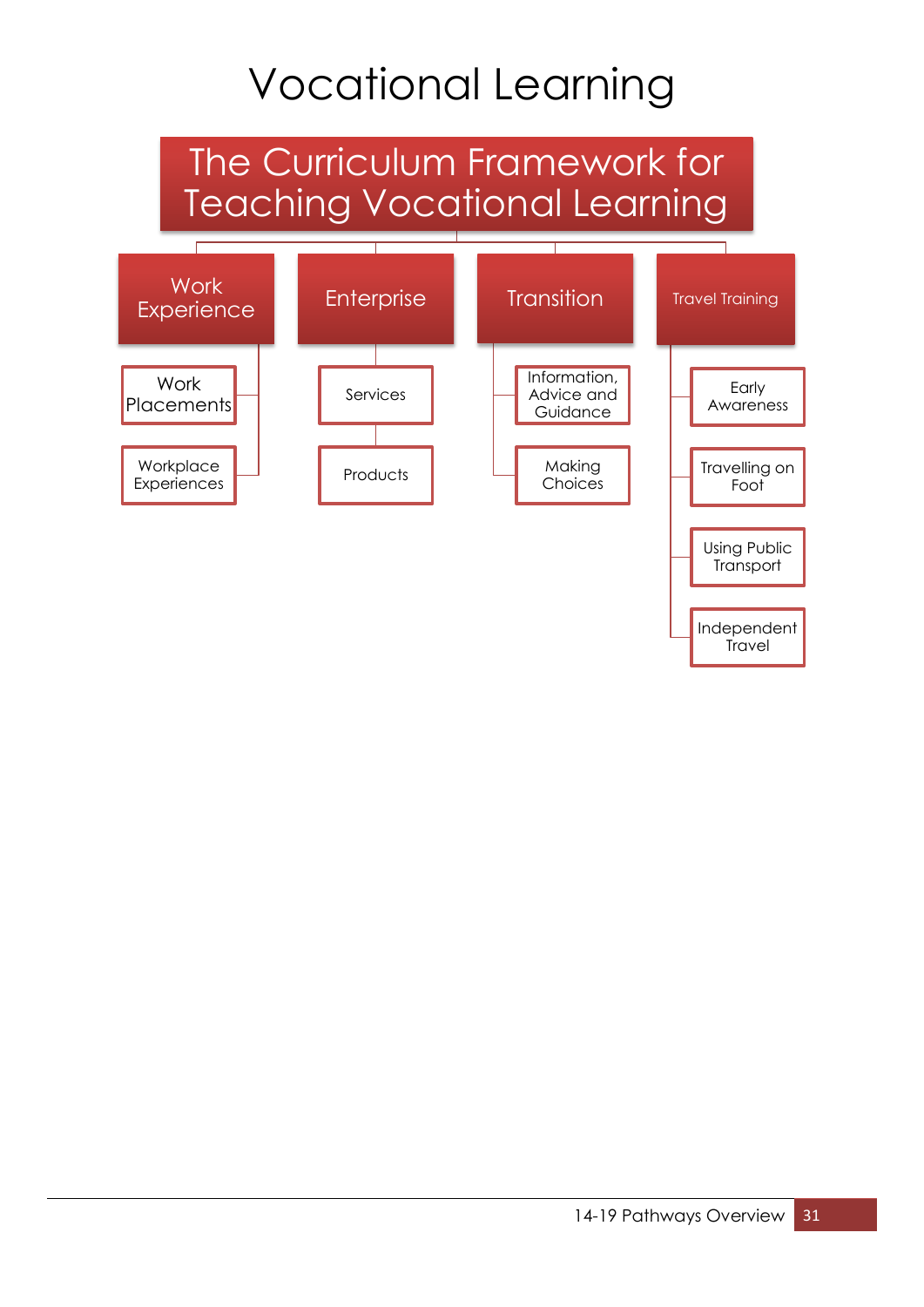# Vocational Learning

## The Curriculum Framework for Teaching Vocational Learning

- **Work Experience**
  - Work Placements
  - Workplace Experiences
- **Enterprise**
  - Services
  - Products
- **Transition**
  - Information, Advice and Guidance
  - Making Choices
- **Travel Training**
  - Early Awareness
  - Travelling on Foot
  - Using Public Transport
  - Independent Travel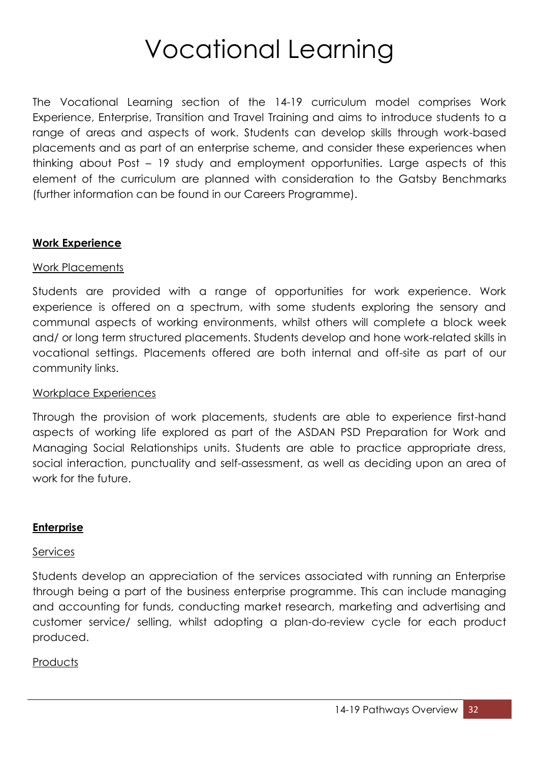# Vocational Learning

The Vocational Learning section of the 14-19 curriculum model comprises Work Experience, Enterprise, Transition and Travel Training and aims to introduce students to a range of areas and aspects of work. Students can develop skills through work-based placements and as part of an enterprise scheme, and consider these experiences when thinking about Post – 19 study and employment opportunities. Large aspects of this element of the curriculum are planned with consideration to the Gatsby Benchmarks (further information can be found in our Careers Programme).

## Work Experience

### Work Placements

Students are provided with a range of opportunities for work experience. Work experience is offered on a spectrum, with some students exploring the sensory and communal aspects of working environments, whilst others will complete a block week and/ or long term structured placements. Students develop and hone work-related skills in vocational settings. Placements offered are both internal and off-site as part of our community links.

### Workplace Experiences

Through the provision of work placements, students are able to experience first-hand aspects of working life explored as part of the ASDAN PSD Preparation for Work and Managing Social Relationships units. Students are able to practice appropriate dress, social interaction, punctuality and self-assessment, as well as deciding upon an area of work for the future.

## Enterprise

### Services

Students develop an appreciation of the services associated with running an Enterprise through being a part of the business enterprise programme. This can include managing and accounting for funds, conducting market research, marketing and advertising and customer service/ selling, whilst adopting a plan-do-review cycle for each product produced.

### Products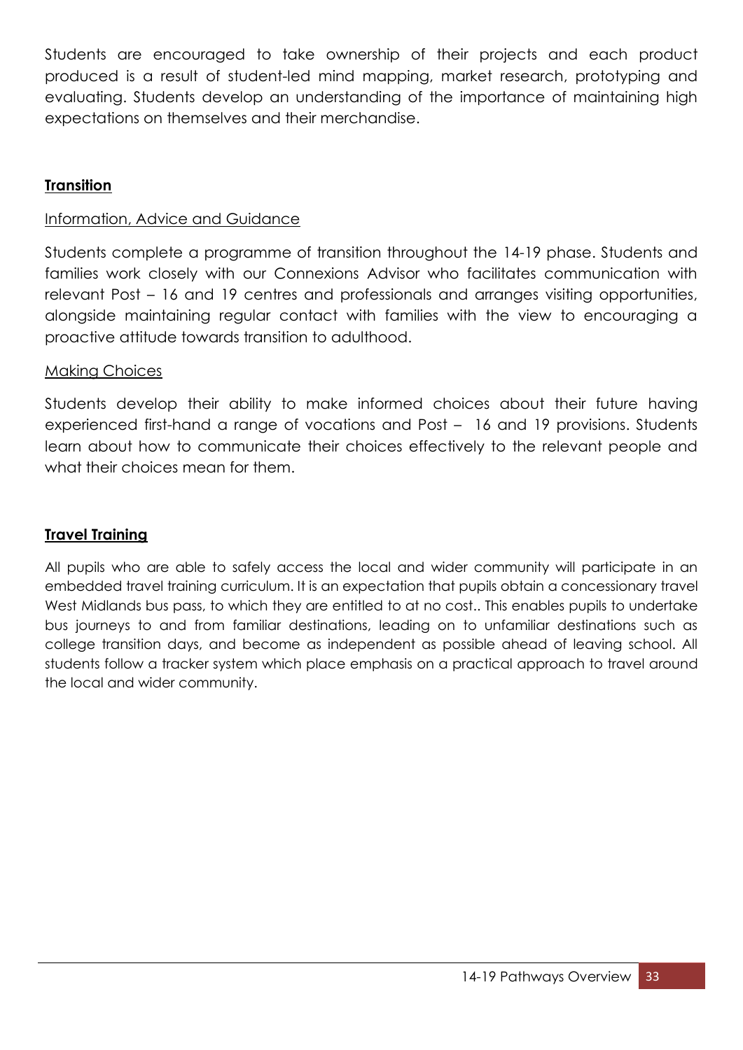Students are encouraged to take ownership of their projects and each product produced is a result of student-led mind mapping, market research, prototyping and evaluating. Students develop an understanding of the importance of maintaining high expectations on themselves and their merchandise.

## Transition

### Information, Advice and Guidance

Students complete a programme of transition throughout the 14-19 phase. Students and families work closely with our Connexions Advisor who facilitates communication with relevant Post – 16 and 19 centres and professionals and arranges visiting opportunities, alongside maintaining regular contact with families with the view to encouraging a proactive attitude towards transition to adulthood.

### Making Choices

Students develop their ability to make informed choices about their future having experienced first-hand a range of vocations and Post – 16 and 19 provisions. Students learn about how to communicate their choices effectively to the relevant people and what their choices mean for them.

## Travel Training

All pupils who are able to safely access the local and wider community will participate in an embedded travel training curriculum. It is an expectation that pupils obtain a concessionary travel West Midlands bus pass, to which they are entitled to at no cost.. This enables pupils to undertake bus journeys to and from familiar destinations, leading on to unfamiliar destinations such as college transition days, and become as independent as possible ahead of leaving school. All students follow a tracker system which place emphasis on a practical approach to travel around the local and wider community.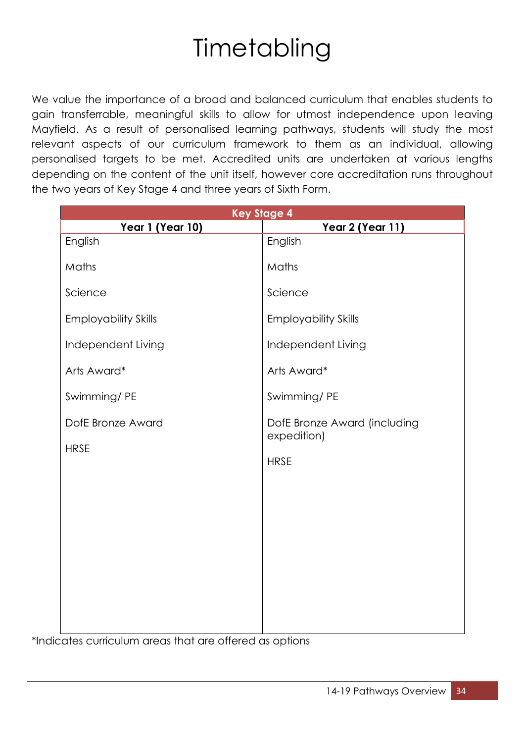# Timetabling

We value the importance of a broad and balanced curriculum that enables students to gain transferrable, meaningful skills to allow for utmost independence upon leaving Mayfield. As a result of personalised learning pathways, students will study the most relevant aspects of our curriculum framework to them as an individual, allowing personalised targets to be met. Accredited units are undertaken at various lengths depending on the content of the unit itself, however core accreditation runs throughout the two years of Key Stage 4 and three years of Sixth Form.

| **Key Stage 4** | |
|---|---|
| **Year 1 (Year 10)** | **Year 2 (Year 11)** |
| English | English |
| Maths | Maths |
| Science | Science |
| Employability Skills | Employability Skills |
| Independent Living | Independent Living |
| Arts Award* | Arts Award* |
| Swimming/ PE | Swimming/ PE |
| DofE Bronze Award | DofE Bronze Award (including expedition) |
| HRSE | HRSE |

*Indicates curriculum areas that are offered as options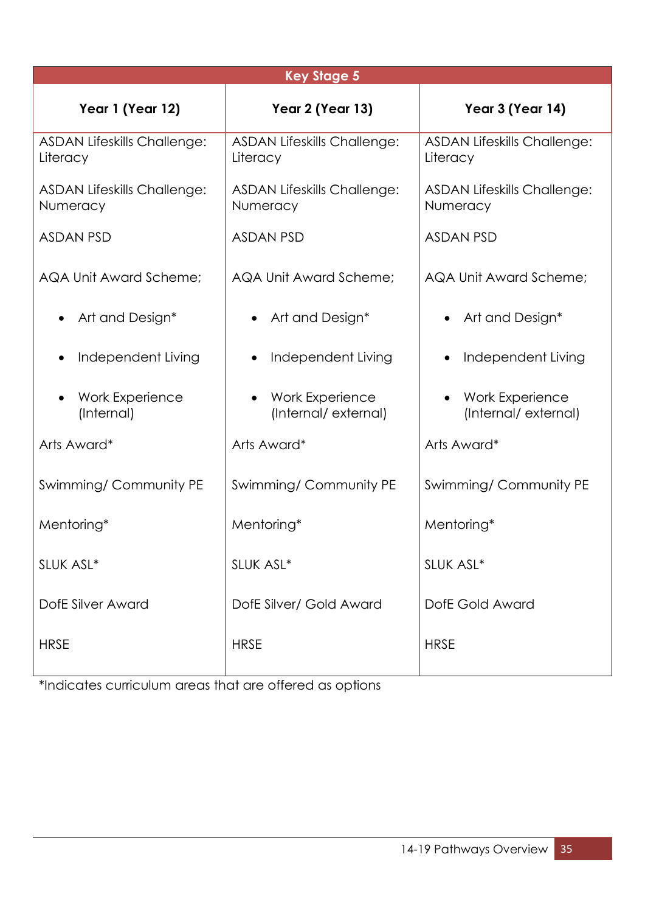| Key Stage 5 | | |
|---|---|---|
| **Year 1 (Year 12)** | **Year 2 (Year 13)** | **Year 3 (Year 14)** |
| ASDAN Lifeskills Challenge: Literacy | ASDAN Lifeskills Challenge: Literacy | ASDAN Lifeskills Challenge: Literacy |
| ASDAN Lifeskills Challenge: Numeracy | ASDAN Lifeskills Challenge: Numeracy | ASDAN Lifeskills Challenge: Numeracy |
| ASDAN PSD | ASDAN PSD | ASDAN PSD |
| AQA Unit Award Scheme; | AQA Unit Award Scheme; | AQA Unit Award Scheme; |
| • Art and Design* | • Art and Design* | • Art and Design* |
| • Independent Living | • Independent Living | • Independent Living |
| • Work Experience (Internal) | • Work Experience (Internal/ external) | • Work Experience (Internal/ external) |
| Arts Award* | Arts Award* | Arts Award* |
| Swimming/ Community PE | Swimming/ Community PE | Swimming/ Community PE |
| Mentoring* | Mentoring* | Mentoring* |
| SLUK ASL* | SLUK ASL* | SLUK ASL* |
| DofE Silver Award | DofE Silver/ Gold Award | DofE Gold Award |
| HRSE | HRSE | HRSE |

*Indicates curriculum areas that are offered as options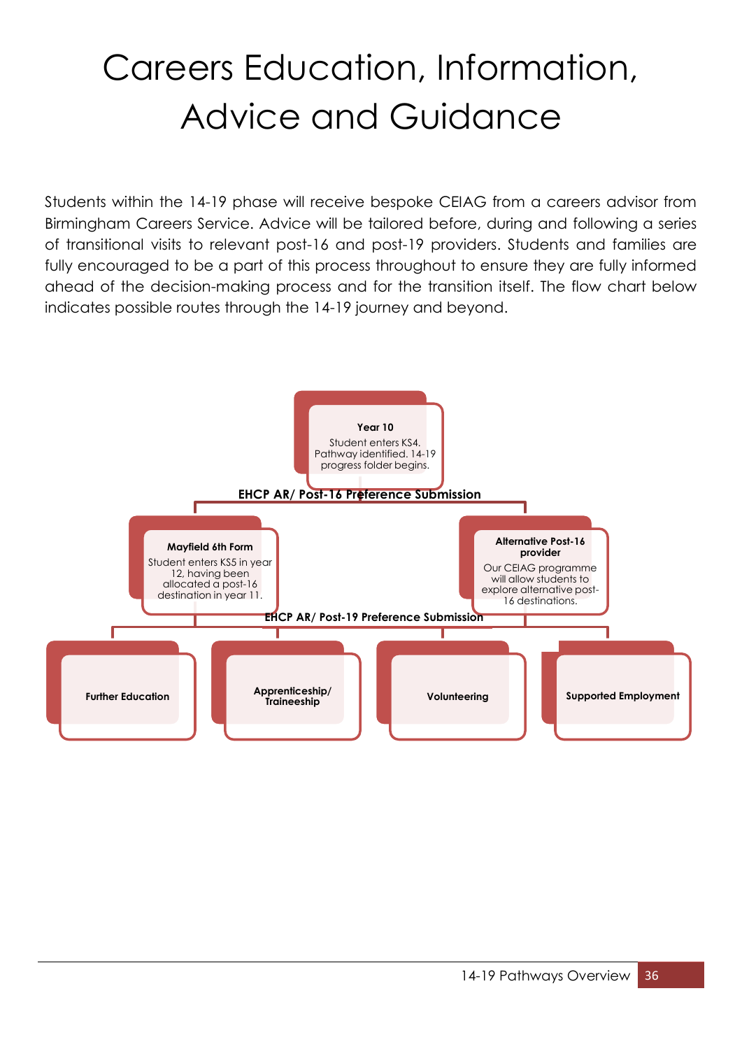# Careers Education, Information, Advice and Guidance

Students within the 14-19 phase will receive bespoke CEIAG from a careers advisor from Birmingham Careers Service. Advice will be tailored before, during and following a series of transitional visits to relevant post-16 and post-19 providers. Students and families are fully encouraged to be a part of this process throughout to ensure they are fully informed ahead of the decision-making process and for the transition itself. The flow chart below indicates possible routes through the 14-19 journey and beyond.

**Year 10**
Student enters KS4. Pathway identified. 14-19 progress folder begins.

**EHCP AR/ Post-16 Preference Submission**

**Mayfield 6th Form**
Student enters KS5 in year 12, having been allocated a post-16 destination in year 11.

**Alternative Post-16 provider**
Our CEIAG programme will allow students to explore alternative post-16 destinations.

**EHCP AR/ Post-19 Preference Submission**

- **Further Education**
- **Apprenticeship/ Traineeship**
- **Volunteering**
- **Supported Employment**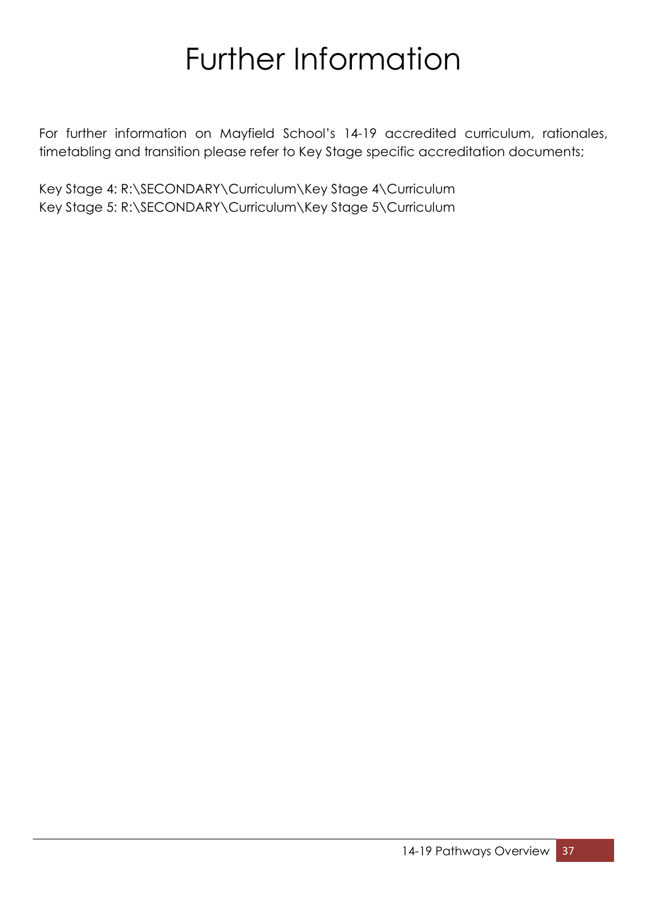# Further Information

For further information on Mayfield School's 14-19 accredited curriculum, rationales, timetabling and transition please refer to Key Stage specific accreditation documents;

Key Stage 4: R:\SECONDARY\Curriculum\Key Stage 4\Curriculum
Key Stage 5: R:\SECONDARY\Curriculum\Key Stage 5\Curriculum